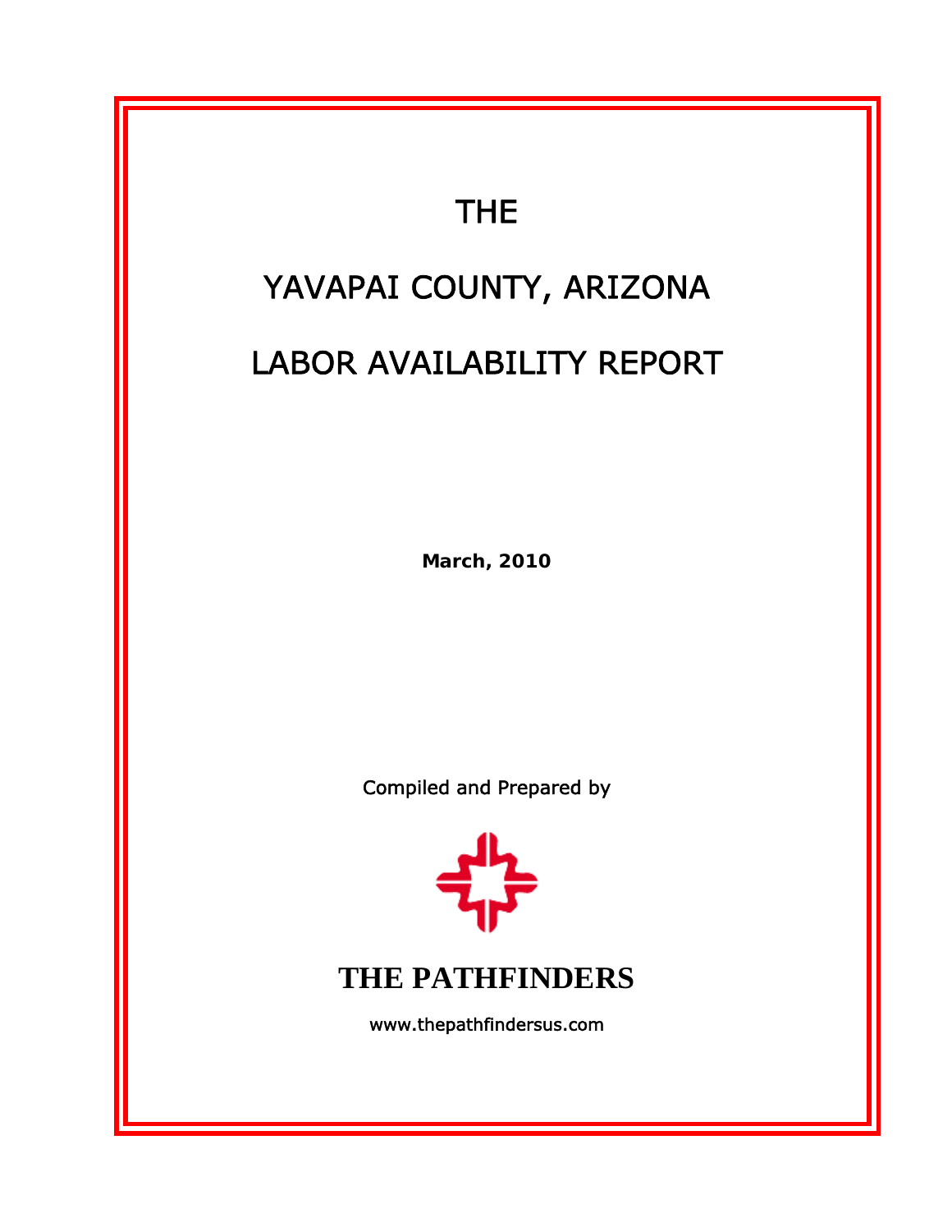# THE

# YAVAPAI COUNTY, ARIZONA

# LABOR AVAILABILITY REPORT

**March, 2010**

Compiled and Prepared by

**THE PATHFINDERS**

www.thepathfindersus.com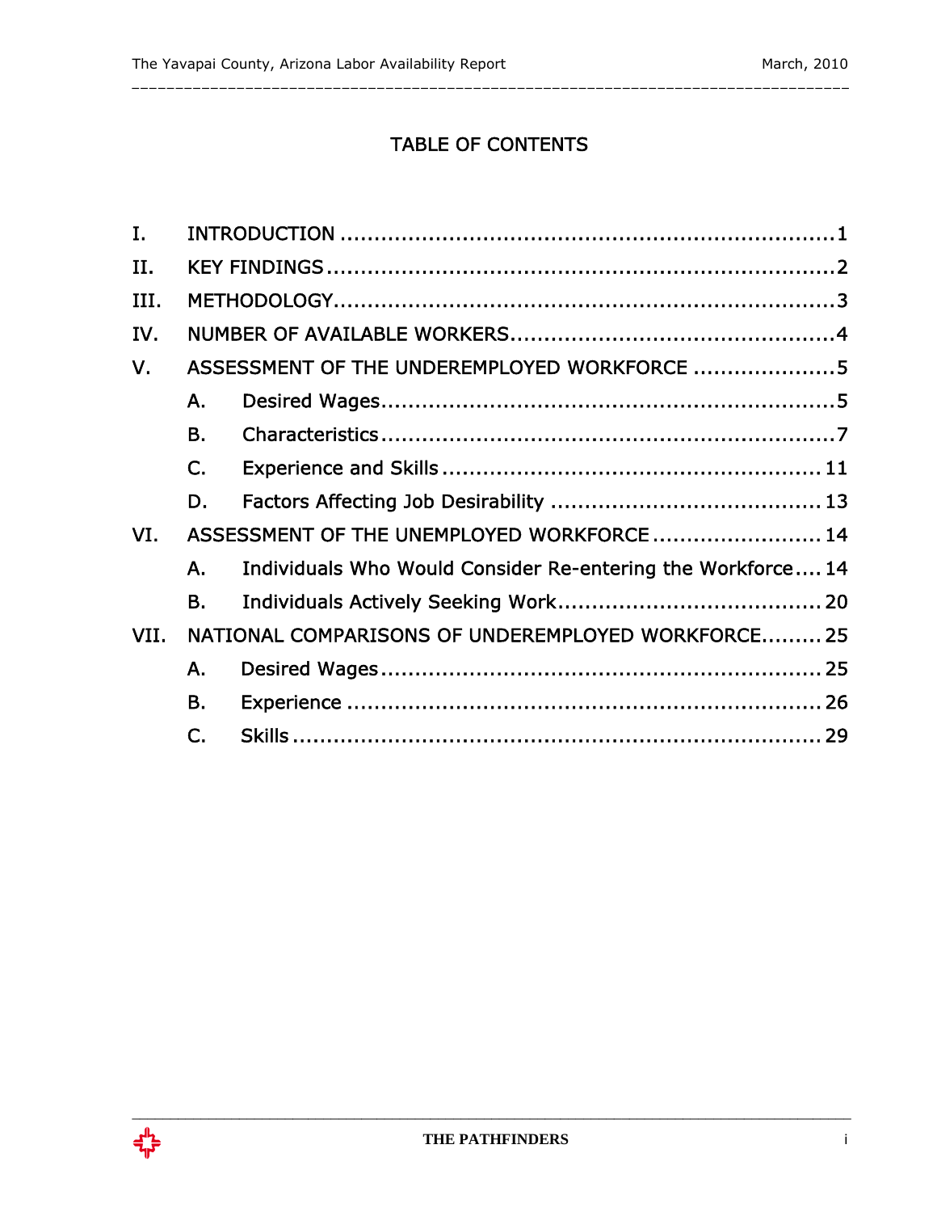# TABLE OF CONTENTS

I. INTRODUCTION ........................................................................ 1

II. KEY FINDINGS ......................................................................... 2

III. METHODOLOGY ........................................................................ 3

IV. NUMBER OF AVAILABLE WORKERS ............................................... 4

V. ASSESSMENT OF THE UNDEREMPLOYED WORKFORCE ..................... 5

- A. Desired Wages .................................................................. 5
- B. Characteristics .................................................................. 7
- C. Experience and Skills ....................................................... 11
- D. Factors Affecting Job Desirability ....................................... 13

VI. ASSESSMENT OF THE UNEMPLOYED WORKFORCE ......................... 14

- A. Individuals Who Would Consider Re-entering the Workforce .... 14
- B. Individuals Actively Seeking Work ....................................... 20

VII. NATIONAL COMPARISONS OF UNDEREMPLOYED WORKFORCE ......... 25

- A. Desired Wages ................................................................ 25
- B. Experience .................................................................... 26
- C. Skills ........................................................................... 29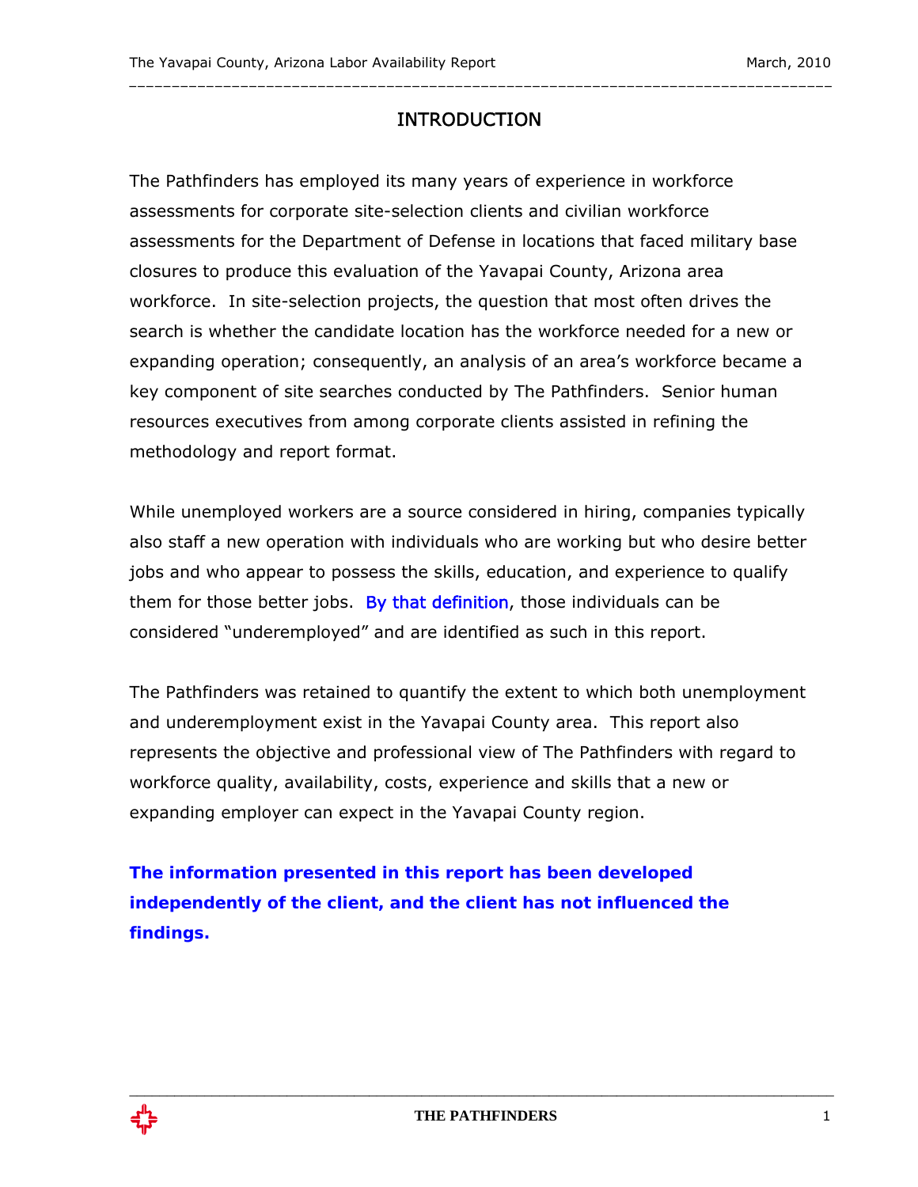# INTRODUCTION

The Pathfinders has employed its many years of experience in workforce assessments for corporate site-selection clients and civilian workforce assessments for the Department of Defense in locations that faced military base closures to produce this evaluation of the Yavapai County, Arizona area workforce. In site-selection projects, the question that most often drives the search is whether the candidate location has the workforce needed for a new or expanding operation; consequently, an analysis of an area's workforce became a key component of site searches conducted by The Pathfinders. Senior human resources executives from among corporate clients assisted in refining the methodology and report format.

While unemployed workers are a source considered in hiring, companies typically also staff a new operation with individuals who are working but who desire better jobs and who appear to possess the skills, education, and experience to qualify them for those better jobs. By that definition, those individuals can be considered "underemployed" and are identified as such in this report.

The Pathfinders was retained to quantify the extent to which both unemployment and underemployment exist in the Yavapai County area. This report also represents the objective and professional view of The Pathfinders with regard to workforce quality, availability, costs, experience and skills that a new or expanding employer can expect in the Yavapai County region.

**The information presented in this report has been developed independently of the client, and the client has not influenced the findings.**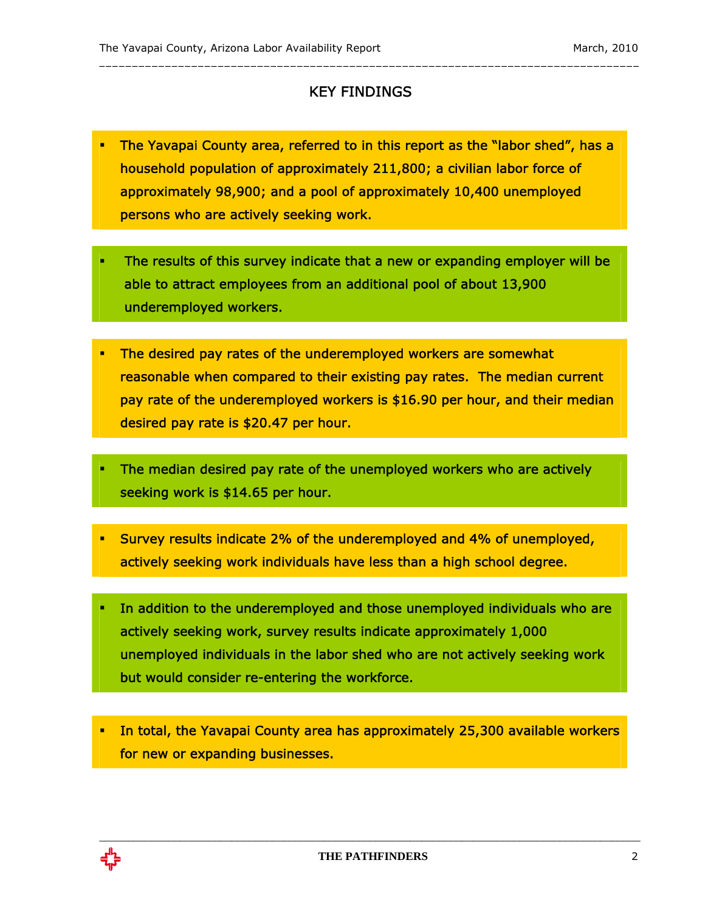## KEY FINDINGS

- The Yavapai County area, referred to in this report as the "labor shed", has a household population of approximately 211,800; a civilian labor force of approximately 98,900; and a pool of approximately 10,400 unemployed persons who are actively seeking work.

- The results of this survey indicate that a new or expanding employer will be able to attract employees from an additional pool of about 13,900 underemployed workers.

- The desired pay rates of the underemployed workers are somewhat reasonable when compared to their existing pay rates. The median current pay rate of the underemployed workers is $16.90 per hour, and their median desired pay rate is $20.47 per hour.

- The median desired pay rate of the unemployed workers who are actively seeking work is $14.65 per hour.

- Survey results indicate 2% of the underemployed and 4% of unemployed, actively seeking work individuals have less than a high school degree.

- In addition to the underemployed and those unemployed individuals who are actively seeking work, survey results indicate approximately 1,000 unemployed individuals in the labor shed who are not actively seeking work but would consider re-entering the workforce.

- In total, the Yavapai County area has approximately 25,300 available workers for new or expanding businesses.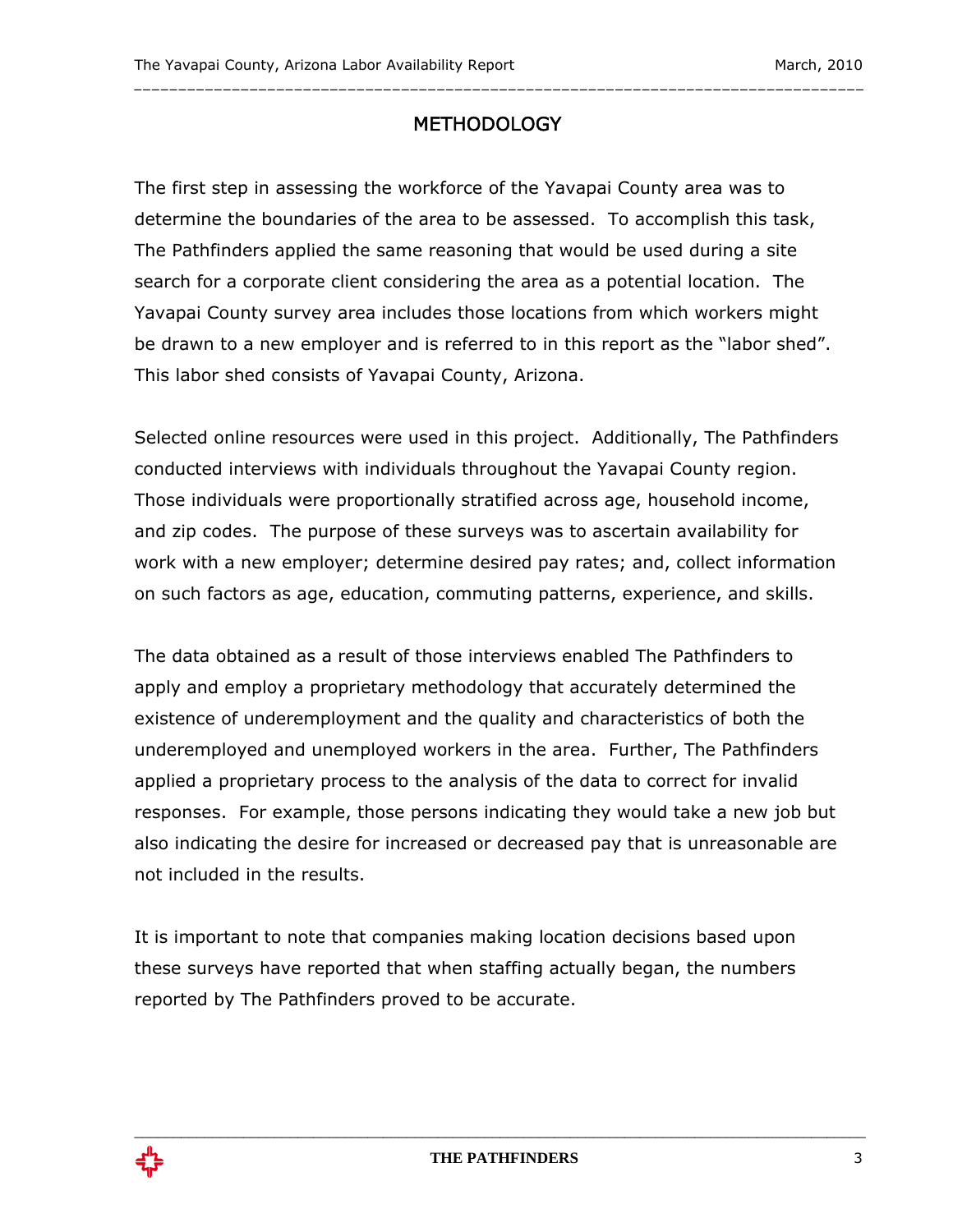# METHODOLOGY

The first step in assessing the workforce of the Yavapai County area was to determine the boundaries of the area to be assessed. To accomplish this task, The Pathfinders applied the same reasoning that would be used during a site search for a corporate client considering the area as a potential location. The Yavapai County survey area includes those locations from which workers might be drawn to a new employer and is referred to in this report as the "labor shed". This labor shed consists of Yavapai County, Arizona.

Selected online resources were used in this project. Additionally, The Pathfinders conducted interviews with individuals throughout the Yavapai County region. Those individuals were proportionally stratified across age, household income, and zip codes. The purpose of these surveys was to ascertain availability for work with a new employer; determine desired pay rates; and, collect information on such factors as age, education, commuting patterns, experience, and skills.

The data obtained as a result of those interviews enabled The Pathfinders to apply and employ a proprietary methodology that accurately determined the existence of underemployment and the quality and characteristics of both the underemployed and unemployed workers in the area. Further, The Pathfinders applied a proprietary process to the analysis of the data to correct for invalid responses. For example, those persons indicating they would take a new job but also indicating the desire for increased or decreased pay that is unreasonable are not included in the results.

It is important to note that companies making location decisions based upon these surveys have reported that when staffing actually began, the numbers reported by The Pathfinders proved to be accurate.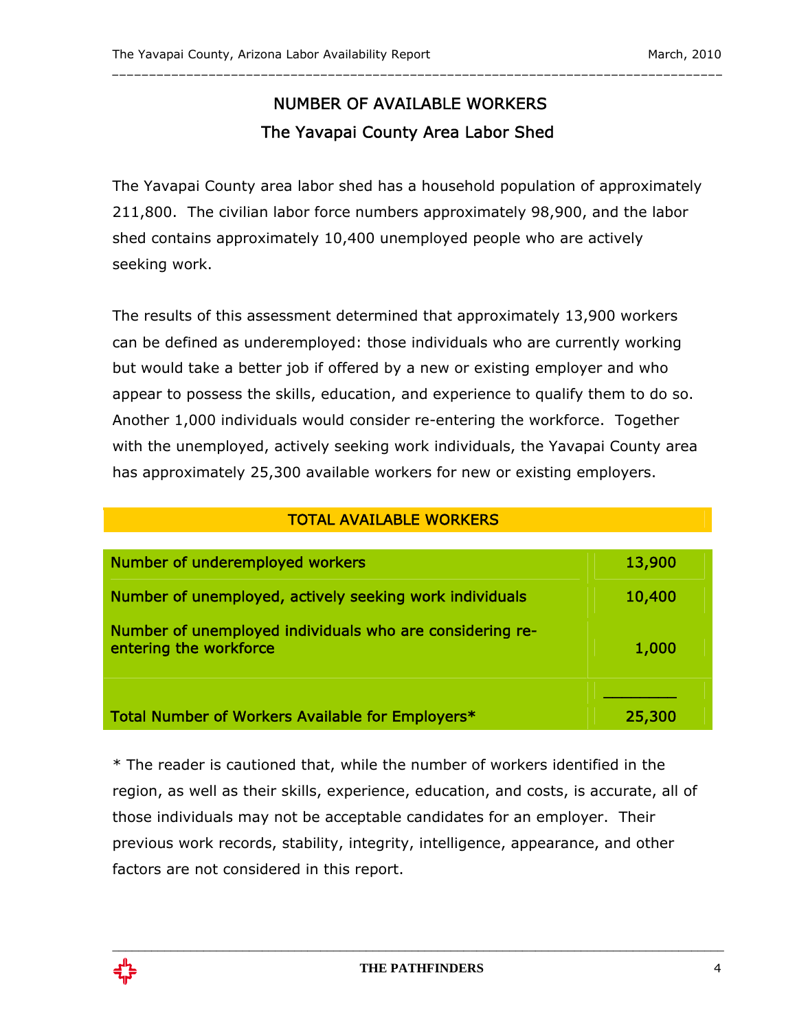# NUMBER OF AVAILABLE WORKERS

## The Yavapai County Area Labor Shed

The Yavapai County area labor shed has a household population of approximately 211,800. The civilian labor force numbers approximately 98,900, and the labor shed contains approximately 10,400 unemployed people who are actively seeking work.

The results of this assessment determined that approximately 13,900 workers can be defined as underemployed: those individuals who are currently working but would take a better job if offered by a new or existing employer and who appear to possess the skills, education, and experience to qualify them to do so. Another 1,000 individuals would consider re-entering the workforce. Together with the unemployed, actively seeking work individuals, the Yavapai County area has approximately 25,300 available workers for new or existing employers.

| TOTAL AVAILABLE WORKERS | |
|---|---|
| Number of underemployed workers | 13,900 |
| Number of unemployed, actively seeking work individuals | 10,400 |
| Number of unemployed individuals who are considering re-entering the workforce | 1,000 |
| **Total Number of Workers Available for Employers*** | **25,300** |

* The reader is cautioned that, while the number of workers identified in the region, as well as their skills, experience, education, and costs, is accurate, all of those individuals may not be acceptable candidates for an employer. Their previous work records, stability, integrity, intelligence, appearance, and other factors are not considered in this report.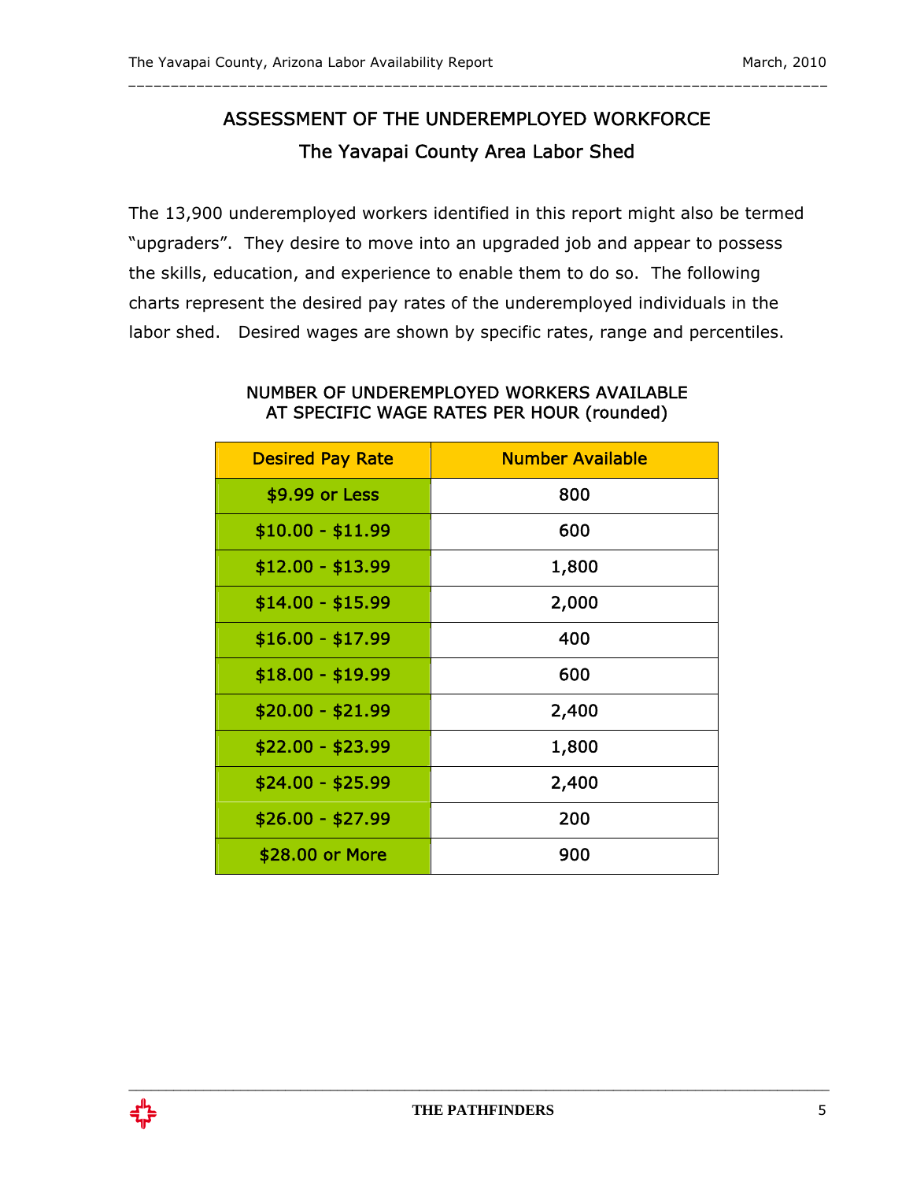## ASSESSMENT OF THE UNDEREMPLOYED WORKFORCE

### The Yavapai County Area Labor Shed

The 13,900 underemployed workers identified in this report might also be termed "upgraders". They desire to move into an upgraded job and appear to possess the skills, education, and experience to enable them to do so. The following charts represent the desired pay rates of the underemployed individuals in the labor shed. Desired wages are shown by specific rates, range and percentiles.

**NUMBER OF UNDEREMPLOYED WORKERS AVAILABLE AT SPECIFIC WAGE RATES PER HOUR (rounded)**

| Desired Pay Rate | Number Available |
|---|---|
| $9.99 or Less | 800 |
| $10.00 - $11.99 | 600 |
| $12.00 - $13.99 | 1,800 |
| $14.00 - $15.99 | 2,000 |
| $16.00 - $17.99 | 400 |
| $18.00 - $19.99 | 600 |
| $20.00 - $21.99 | 2,400 |
| $22.00 - $23.99 | 1,800 |
| $24.00 - $25.99 | 2,400 |
| $26.00 - $27.99 | 200 |
| $28.00 or More | 900 |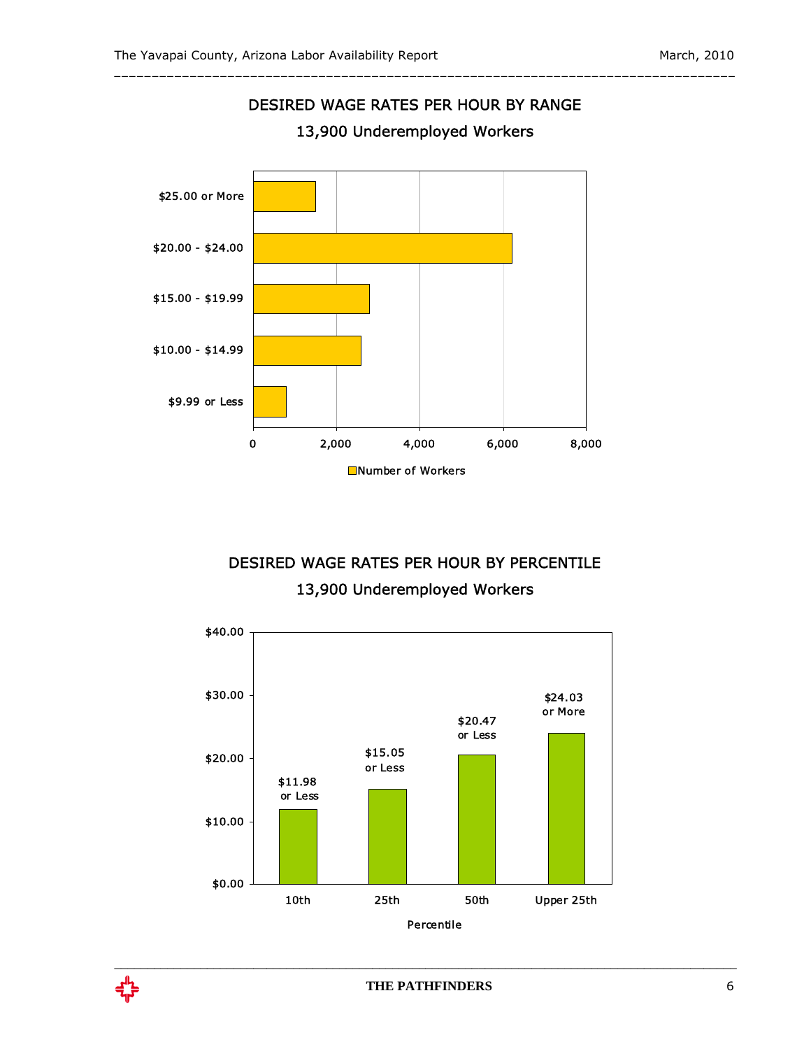DESIRED WAGE RATES PER HOUR BY RANGE

13,900 Underemployed Workers

$25.00 or More
$20.00 - $24.00
$15.00 - $19.99
$10.00 - $14.99
$9.99 or Less

0
2,000
4,000
6,000
8,000

Number of Workers

DESIRED WAGE RATES PER HOUR BY PERCENTILE

13,900 Underemployed Workers

$40.00
$30.00
$20.00
$10.00
$0.00

$11.98 or Less
$15.05 or Less
$20.47 or Less
$24.03 or More

10th
25th
50th
Upper 25th

Percentile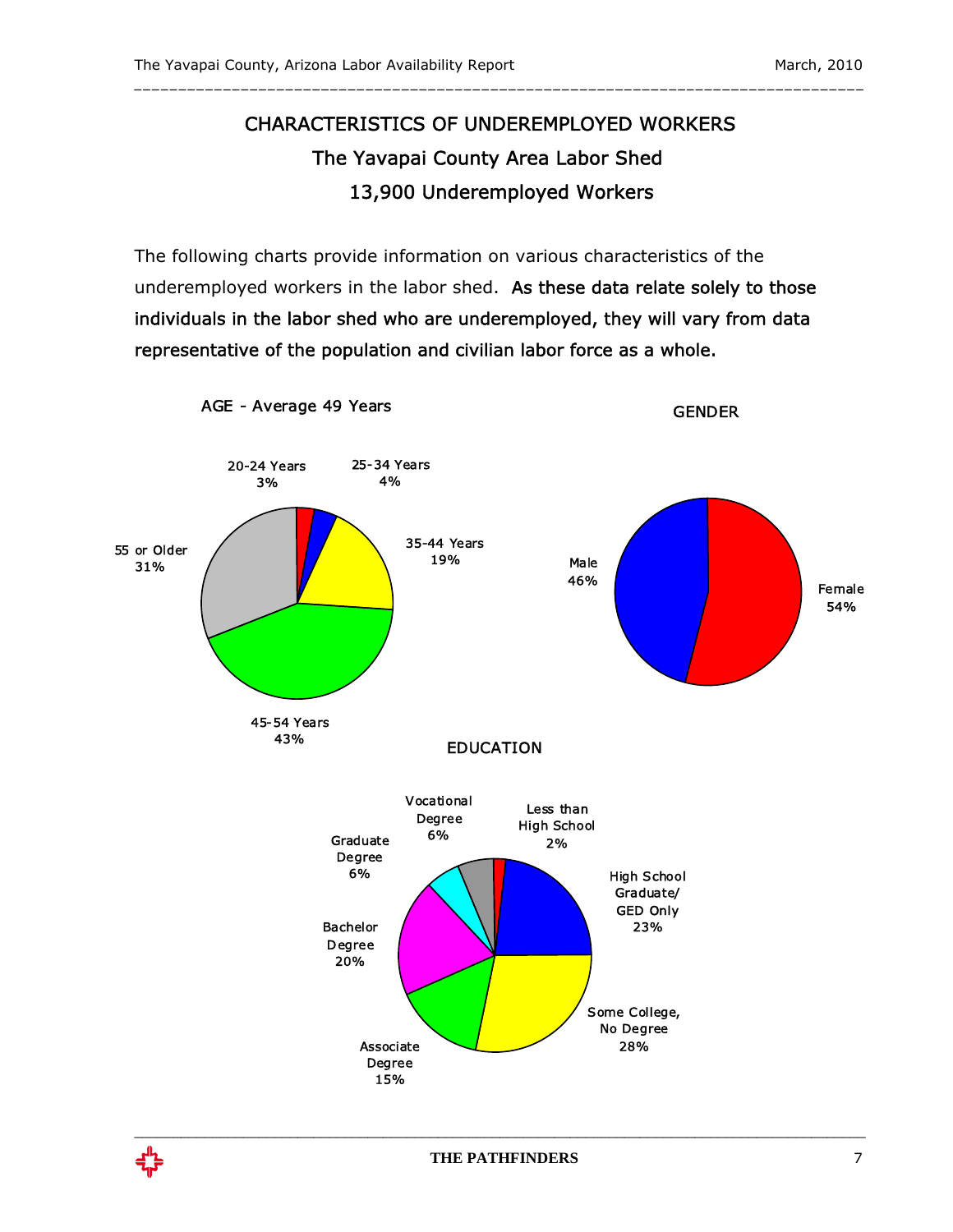# CHARACTERISTICS OF UNDEREMPLOYED WORKERS

## The Yavapai County Area Labor Shed

## 13,900 Underemployed Workers

The following charts provide information on various characteristics of the underemployed workers in the labor shed. **As these data relate solely to those individuals in the labor shed who are underemployed, they will vary from data representative of the population and civilian labor force as a whole.**

AGE - Average 49 Years

20-24 Years
3%

25-34 Years
4%

35-44 Years
19%

45-54 Years
43%

55 or Older
31%

GENDER

Male
46%

Female
54%

EDUCATION

Less than High School
2%

High School Graduate/ GED Only
23%

Some College, No Degree
28%

Associate Degree
15%

Bachelor Degree
20%

Graduate Degree
6%

Vocational Degree
6%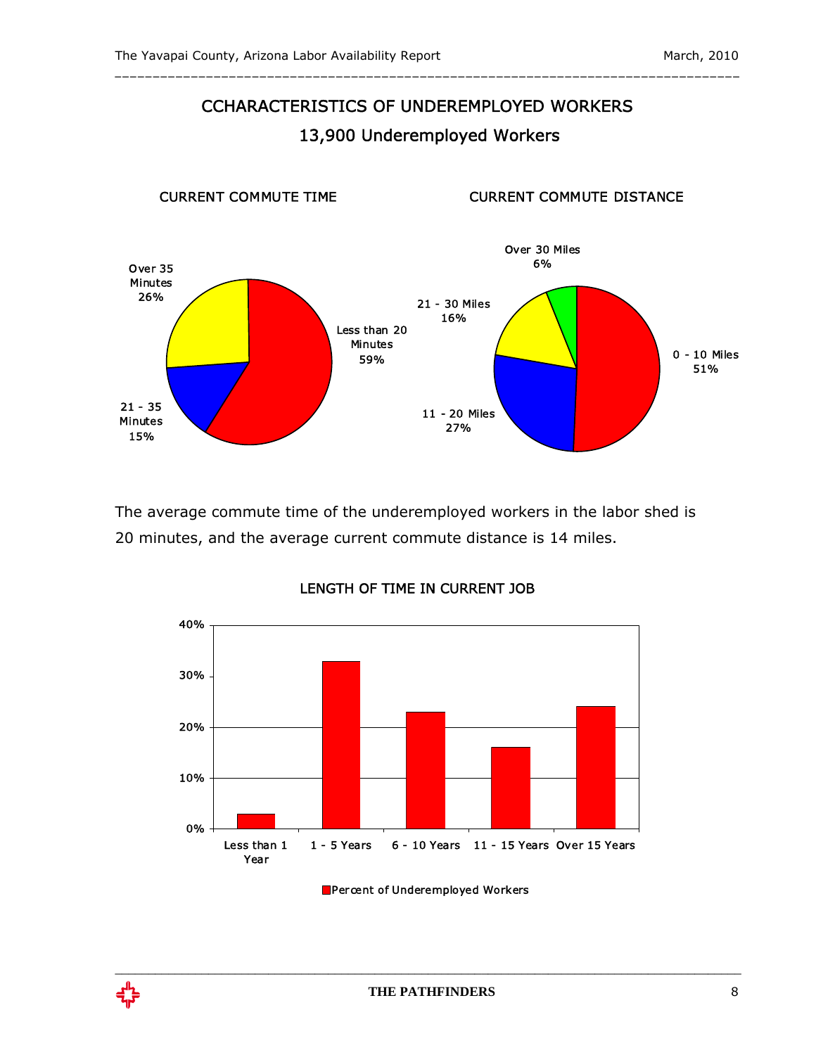# CCHARACTERISTICS OF UNDEREMPLOYED WORKERS

## 13,900 Underemployed Workers

CURRENT COMMUTE TIME

Over 35 Minutes 26%

Less than 20 Minutes 59%

21 - 35 Minutes 15%

CURRENT COMMUTE DISTANCE

Over 30 Miles 6%

21 - 30 Miles 16%

0 - 10 Miles 51%

11 - 20 Miles 27%

The average commute time of the underemployed workers in the labor shed is 20 minutes, and the average current commute distance is 14 miles.

LENGTH OF TIME IN CURRENT JOB

40%
30%
20%
10%
0%

Less than 1 Year
1 - 5 Years
6 - 10 Years
11 - 15 Years
Over 15 Years

Percent of Underemployed Workers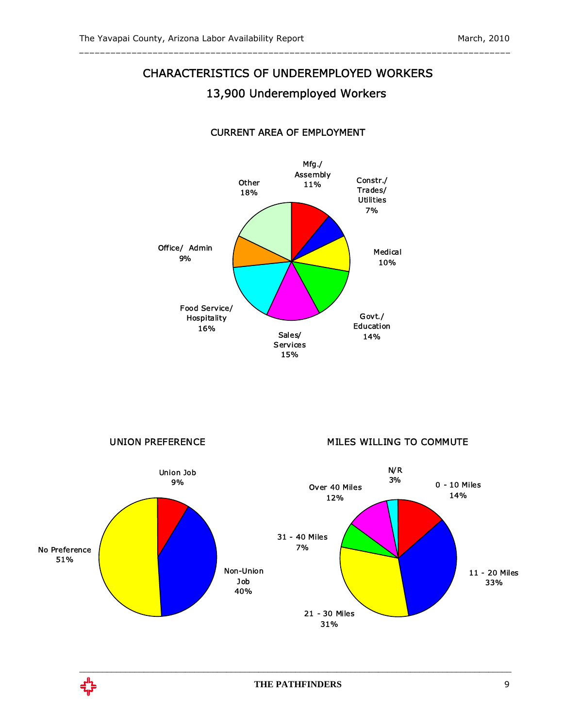# CHARACTERISTICS OF UNDEREMPLOYED WORKERS

## 13,900 Underemployed Workers

### CURRENT AREA OF EMPLOYMENT

Mfg./ Assembly 11%
Constr./ Trades/ Utilities 7%
Medical 10%
Govt./ Education 14%
Sales/ Services 15%
Food Service/ Hospitality 16%
Office/ Admin 9%
Other 18%

### UNION PREFERENCE

Union Job 9%
Non-Union Job 40%
No Preference 51%

### MILES WILLING TO COMMUTE

0 - 10 Miles 14%
11 - 20 Miles 33%
21 - 30 Miles 31%
31 - 40 Miles 7%
Over 40 Miles 12%
N/R 3%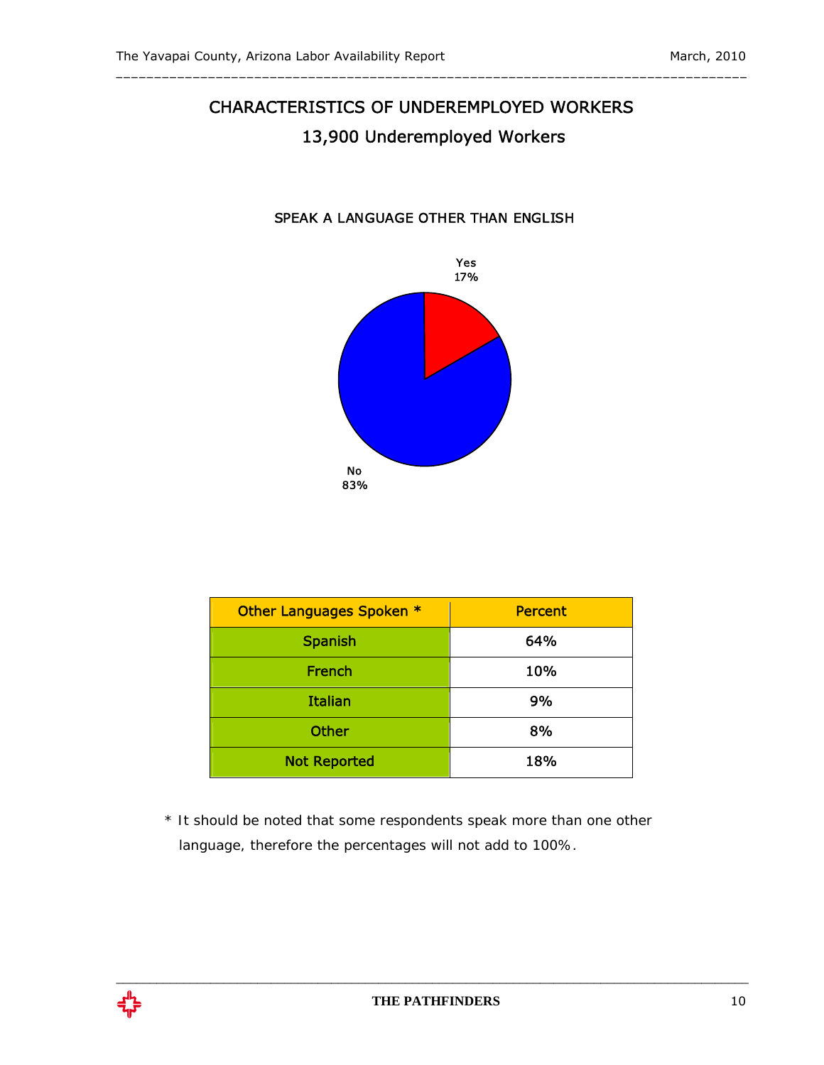# CHARACTERISTICS OF UNDEREMPLOYED WORKERS

## 13,900 Underemployed Workers

### SPEAK A LANGUAGE OTHER THAN ENGLISH

Yes
17%

No
83%

| Other Languages Spoken * | Percent |
|---|---|
| Spanish | 64% |
| French | 10% |
| Italian | 9% |
| Other | 8% |
| Not Reported | 18% |

* It should be noted that some respondents speak more than one other language, therefore the percentages will not add to 100%.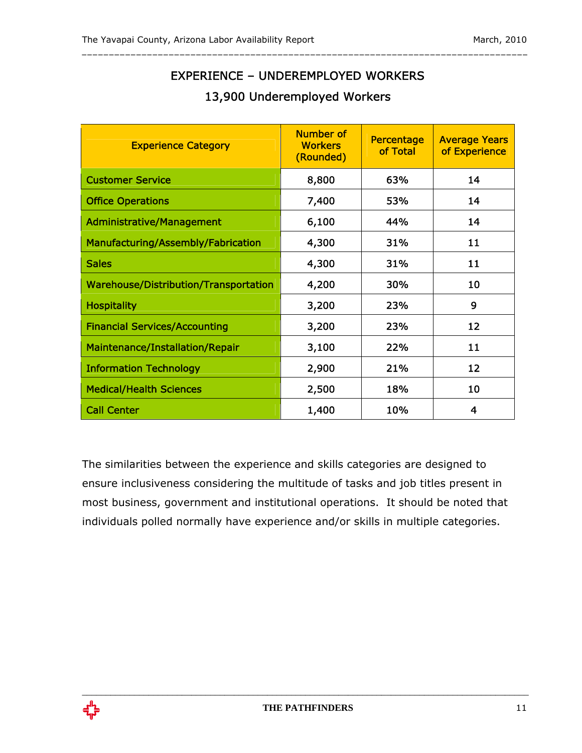## EXPERIENCE – UNDEREMPLOYED WORKERS

### 13,900 Underemployed Workers

| Experience Category | Number of Workers (Rounded) | Percentage of Total | Average Years of Experience |
|---|---|---|---|
| Customer Service | 8,800 | 63% | 14 |
| Office Operations | 7,400 | 53% | 14 |
| Administrative/Management | 6,100 | 44% | 14 |
| Manufacturing/Assembly/Fabrication | 4,300 | 31% | 11 |
| Sales | 4,300 | 31% | 11 |
| Warehouse/Distribution/Transportation | 4,200 | 30% | 10 |
| Hospitality | 3,200 | 23% | 9 |
| Financial Services/Accounting | 3,200 | 23% | 12 |
| Maintenance/Installation/Repair | 3,100 | 22% | 11 |
| Information Technology | 2,900 | 21% | 12 |
| Medical/Health Sciences | 2,500 | 18% | 10 |
| Call Center | 1,400 | 10% | 4 |

The similarities between the experience and skills categories are designed to ensure inclusiveness considering the multitude of tasks and job titles present in most business, government and institutional operations. It should be noted that individuals polled normally have experience and/or skills in multiple categories.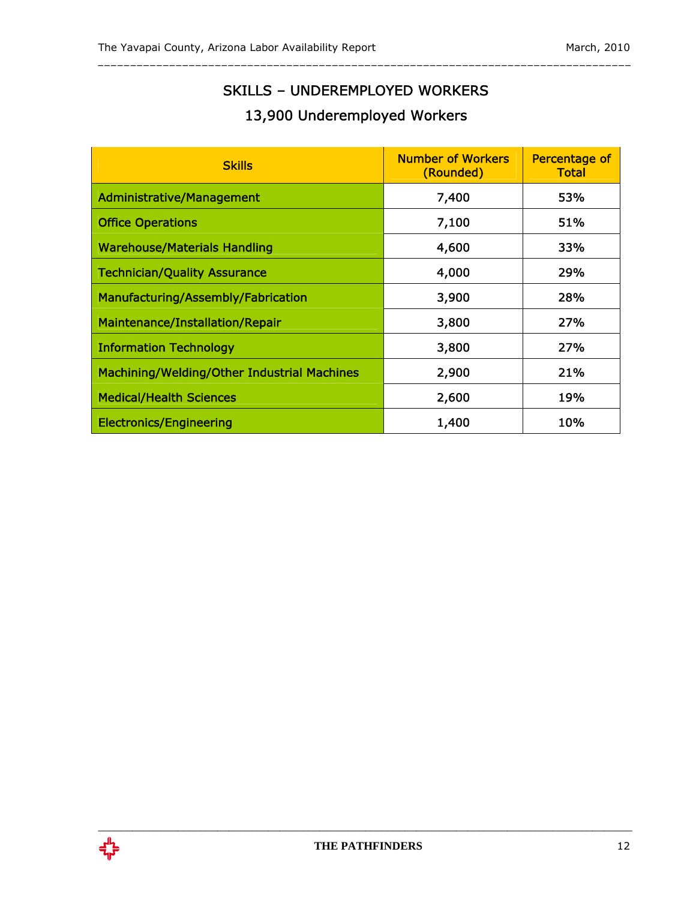## SKILLS – UNDEREMPLOYED WORKERS

### 13,900 Underemployed Workers

| Skills | Number of Workers (Rounded) | Percentage of Total |
|---|---|---|
| Administrative/Management | 7,400 | 53% |
| Office Operations | 7,100 | 51% |
| Warehouse/Materials Handling | 4,600 | 33% |
| Technician/Quality Assurance | 4,000 | 29% |
| Manufacturing/Assembly/Fabrication | 3,900 | 28% |
| Maintenance/Installation/Repair | 3,800 | 27% |
| Information Technology | 3,800 | 27% |
| Machining/Welding/Other Industrial Machines | 2,900 | 21% |
| Medical/Health Sciences | 2,600 | 19% |
| Electronics/Engineering | 1,400 | 10% |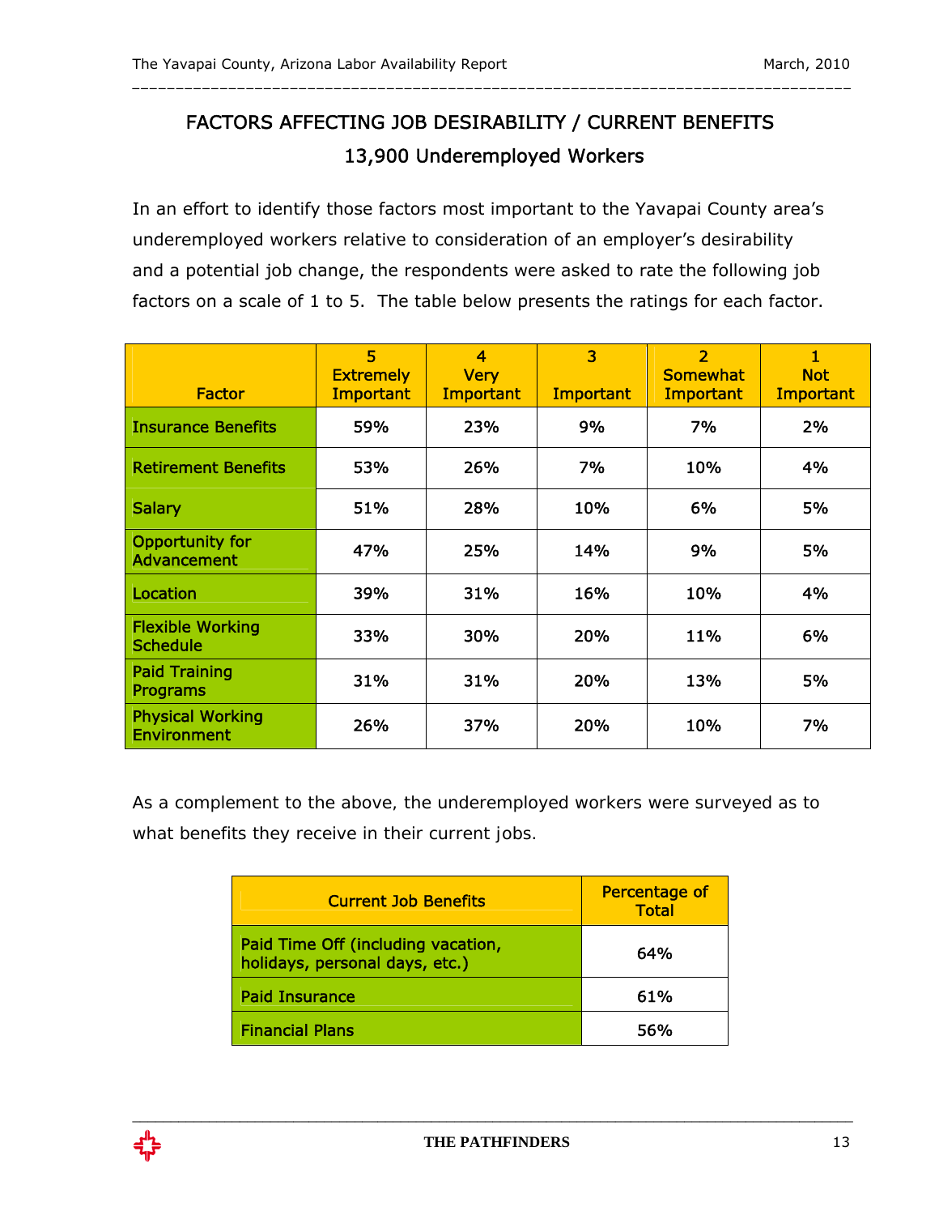## FACTORS AFFECTING JOB DESIRABILITY / CURRENT BENEFITS

### 13,900 Underemployed Workers

In an effort to identify those factors most important to the Yavapai County area's underemployed workers relative to consideration of an employer's desirability and a potential job change, the respondents were asked to rate the following job factors on a scale of 1 to 5. The table below presents the ratings for each factor.

| Factor | 5 Extremely Important | 4 Very Important | 3 Important | 2 Somewhat Important | 1 Not Important |
|---|---|---|---|---|---|
| Insurance Benefits | 59% | 23% | 9% | 7% | 2% |
| Retirement Benefits | 53% | 26% | 7% | 10% | 4% |
| Salary | 51% | 28% | 10% | 6% | 5% |
| Opportunity for Advancement | 47% | 25% | 14% | 9% | 5% |
| Location | 39% | 31% | 16% | 10% | 4% |
| Flexible Working Schedule | 33% | 30% | 20% | 11% | 6% |
| Paid Training Programs | 31% | 31% | 20% | 13% | 5% |
| Physical Working Environment | 26% | 37% | 20% | 10% | 7% |

As a complement to the above, the underemployed workers were surveyed as to what benefits they receive in their current jobs.

| Current Job Benefits | Percentage of Total |
|---|---|
| Paid Time Off (including vacation, holidays, personal days, etc.) | 64% |
| Paid Insurance | 61% |
| Financial Plans | 56% |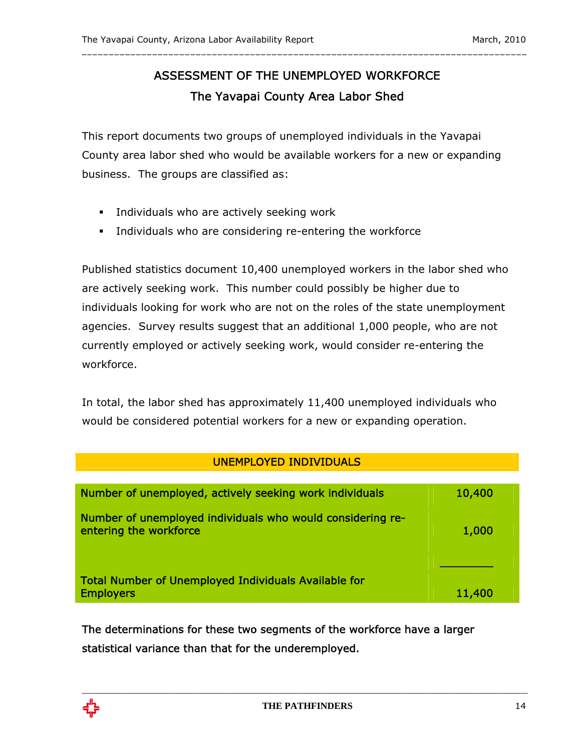## ASSESSMENT OF THE UNEMPLOYED WORKFORCE

### The Yavapai County Area Labor Shed

This report documents two groups of unemployed individuals in the Yavapai County area labor shed who would be available workers for a new or expanding business. The groups are classified as:

- Individuals who are actively seeking work
- Individuals who are considering re-entering the workforce

Published statistics document 10,400 unemployed workers in the labor shed who are actively seeking work. This number could possibly be higher due to individuals looking for work who are not on the roles of the state unemployment agencies. Survey results suggest that an additional 1,000 people, who are not currently employed or actively seeking work, would consider re-entering the workforce.

In total, the labor shed has approximately 11,400 unemployed individuals who would be considered potential workers for a new or expanding operation.

| UNEMPLOYED INDIVIDUALS | |
|---|---|
| Number of unemployed, actively seeking work individuals | 10,400 |
| Number of unemployed individuals who would considering re-entering the workforce | 1,000 |
| Total Number of Unemployed Individuals Available for Employers | 11,400 |

**The determinations for these two segments of the workforce have a larger statistical variance than that for the underemployed.**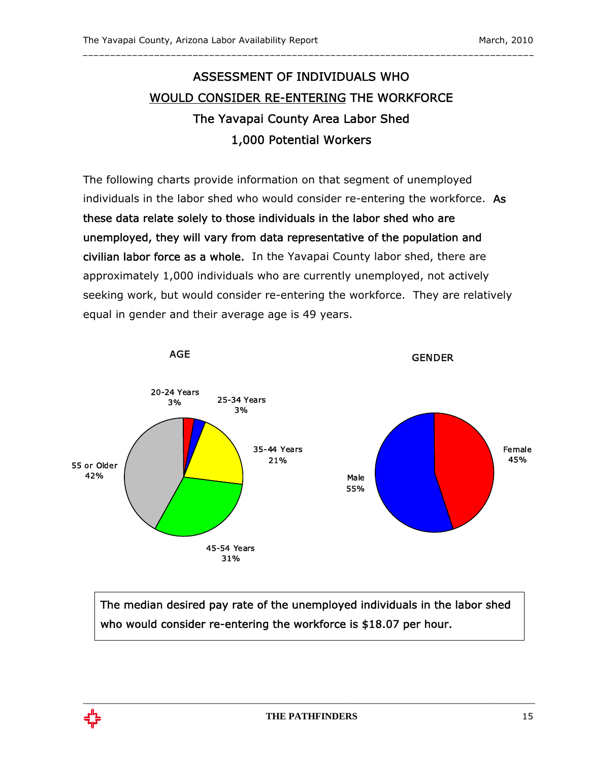# ASSESSMENT OF INDIVIDUALS WHO WOULD CONSIDER RE-ENTERING THE WORKFORCE

## The Yavapai County Area Labor Shed

## 1,000 Potential Workers

The following charts provide information on that segment of unemployed individuals in the labor shed who would consider re-entering the workforce. **As these data relate solely to those individuals in the labor shed who are unemployed, they will vary from data representative of the population and civilian labor force as a whole.** In the Yavapai County labor shed, there are approximately 1,000 individuals who are currently unemployed, not actively seeking work, but would consider re-entering the workforce. They are relatively equal in gender and their average age is 49 years.

AGE

20-24 Years
3%

25-34 Years
3%

35-44 Years
21%

45-54 Years
31%

55 or Older
42%

GENDER

Female
45%

Male
55%

**The median desired pay rate of the unemployed individuals in the labor shed who would consider re-entering the workforce is $18.07 per hour.**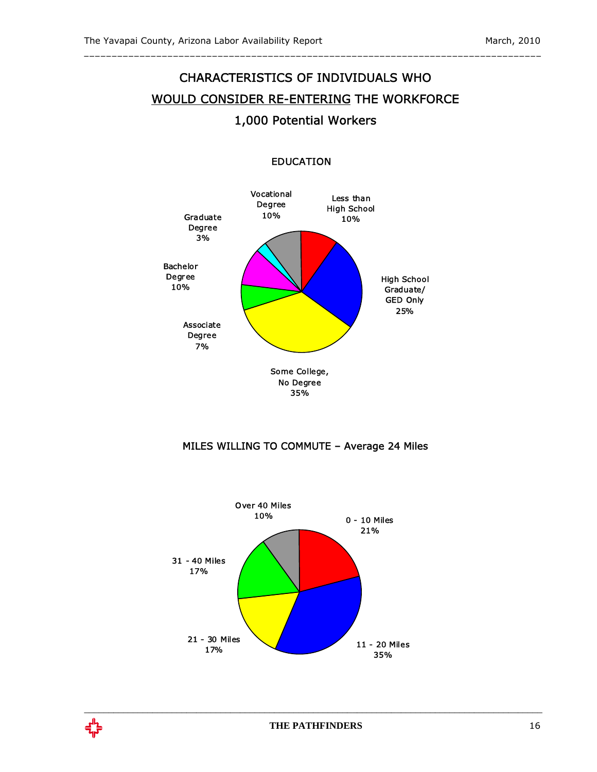# CHARACTERISTICS OF INDIVIDUALS WHO WOULD CONSIDER RE-ENTERING THE WORKFORCE

## 1,000 Potential Workers

### EDUCATION

Vocational Degree 10%
Less than High School 10%
Graduate Degree 3%
High School Graduate/ GED Only 25%
Bachelor Degree 10%
Associate Degree 7%
Some College, No Degree 35%

### MILES WILLING TO COMMUTE – Average 24 Miles

Over 40 Miles 10%
0 - 10 Miles 21%
31 - 40 Miles 17%
21 - 30 Miles 17%
11 - 20 Miles 35%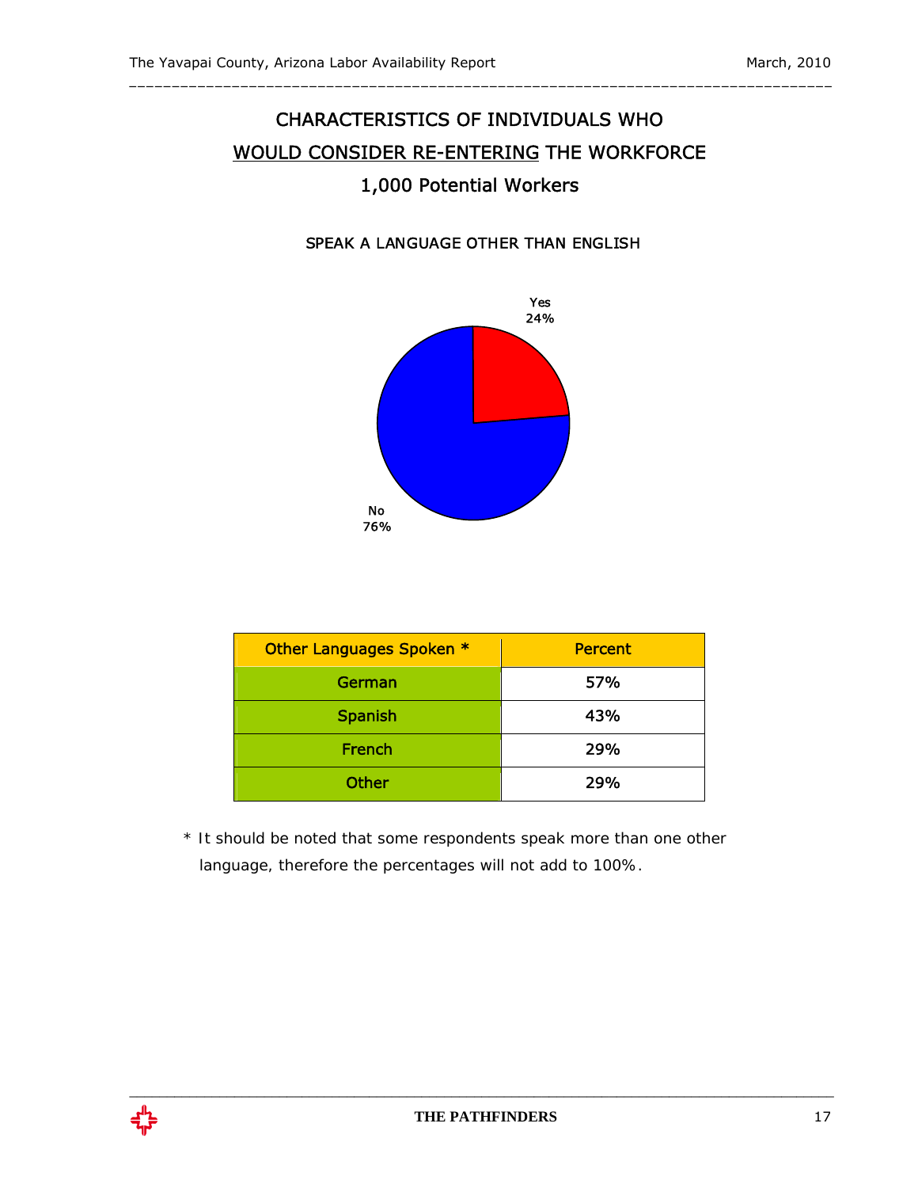# CHARACTERISTICS OF INDIVIDUALS WHO WOULD CONSIDER RE-ENTERING THE WORKFORCE

## 1,000 Potential Workers

### SPEAK A LANGUAGE OTHER THAN ENGLISH

Yes
24%

No
76%

| Other Languages Spoken * | Percent |
|---|---|
| German | 57% |
| Spanish | 43% |
| French | 29% |
| Other | 29% |

\* It should be noted that some respondents speak more than one other language, therefore the percentages will not add to 100%.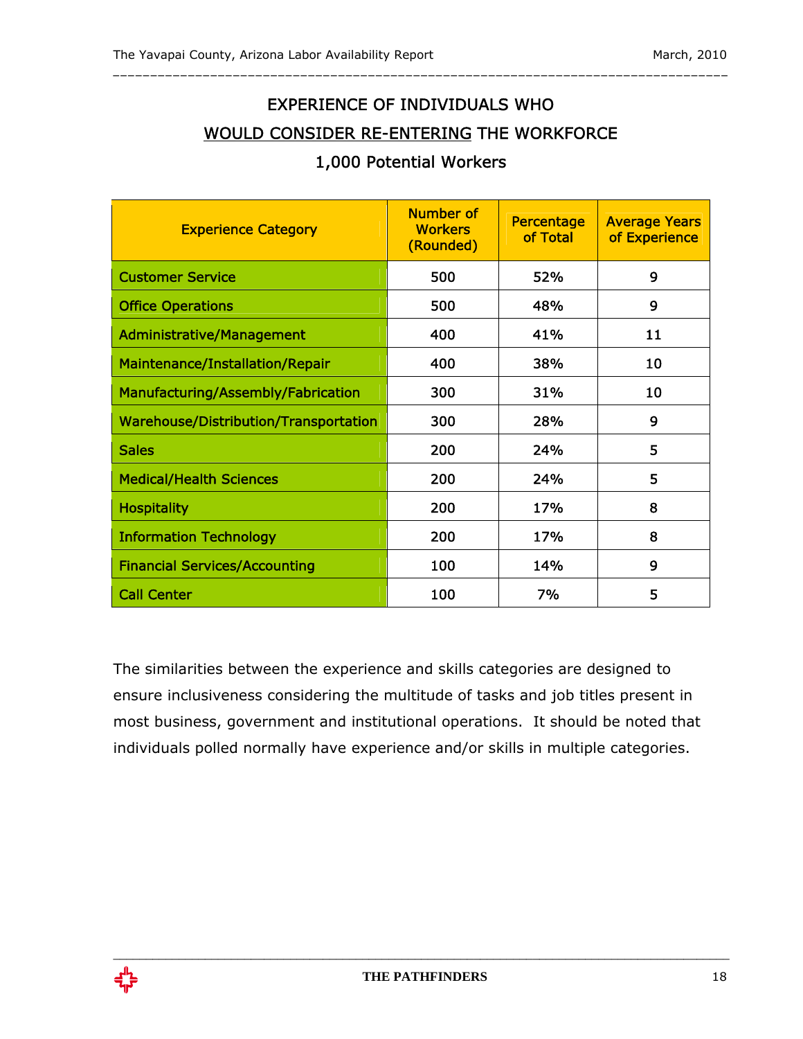## EXPERIENCE OF INDIVIDUALS WHO WOULD CONSIDER RE-ENTERING THE WORKFORCE

## 1,000 Potential Workers

| Experience Category | Number of Workers (Rounded) | Percentage of Total | Average Years of Experience |
|---|---|---|---|
| Customer Service | 500 | 52% | 9 |
| Office Operations | 500 | 48% | 9 |
| Administrative/Management | 400 | 41% | 11 |
| Maintenance/Installation/Repair | 400 | 38% | 10 |
| Manufacturing/Assembly/Fabrication | 300 | 31% | 10 |
| Warehouse/Distribution/Transportation | 300 | 28% | 9 |
| Sales | 200 | 24% | 5 |
| Medical/Health Sciences | 200 | 24% | 5 |
| Hospitality | 200 | 17% | 8 |
| Information Technology | 200 | 17% | 8 |
| Financial Services/Accounting | 100 | 14% | 9 |
| Call Center | 100 | 7% | 5 |

The similarities between the experience and skills categories are designed to ensure inclusiveness considering the multitude of tasks and job titles present in most business, government and institutional operations. It should be noted that individuals polled normally have experience and/or skills in multiple categories.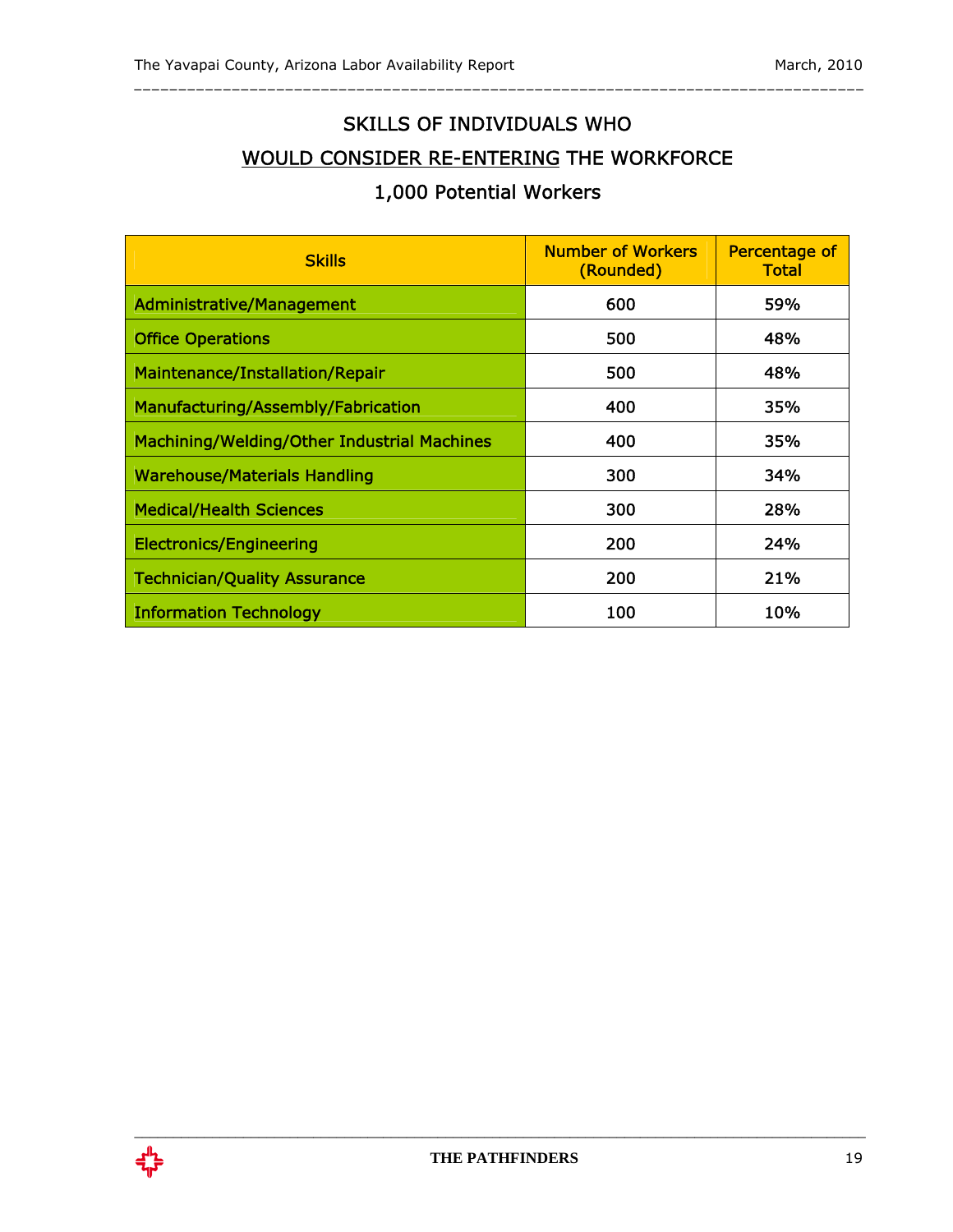## SKILLS OF INDIVIDUALS WHO WOULD CONSIDER RE-ENTERING THE WORKFORCE

### 1,000 Potential Workers

| Skills | Number of Workers (Rounded) | Percentage of Total |
|---|---|---|
| Administrative/Management | 600 | 59% |
| Office Operations | 500 | 48% |
| Maintenance/Installation/Repair | 500 | 48% |
| Manufacturing/Assembly/Fabrication | 400 | 35% |
| Machining/Welding/Other Industrial Machines | 400 | 35% |
| Warehouse/Materials Handling | 300 | 34% |
| Medical/Health Sciences | 300 | 28% |
| Electronics/Engineering | 200 | 24% |
| Technician/Quality Assurance | 200 | 21% |
| Information Technology | 100 | 10% |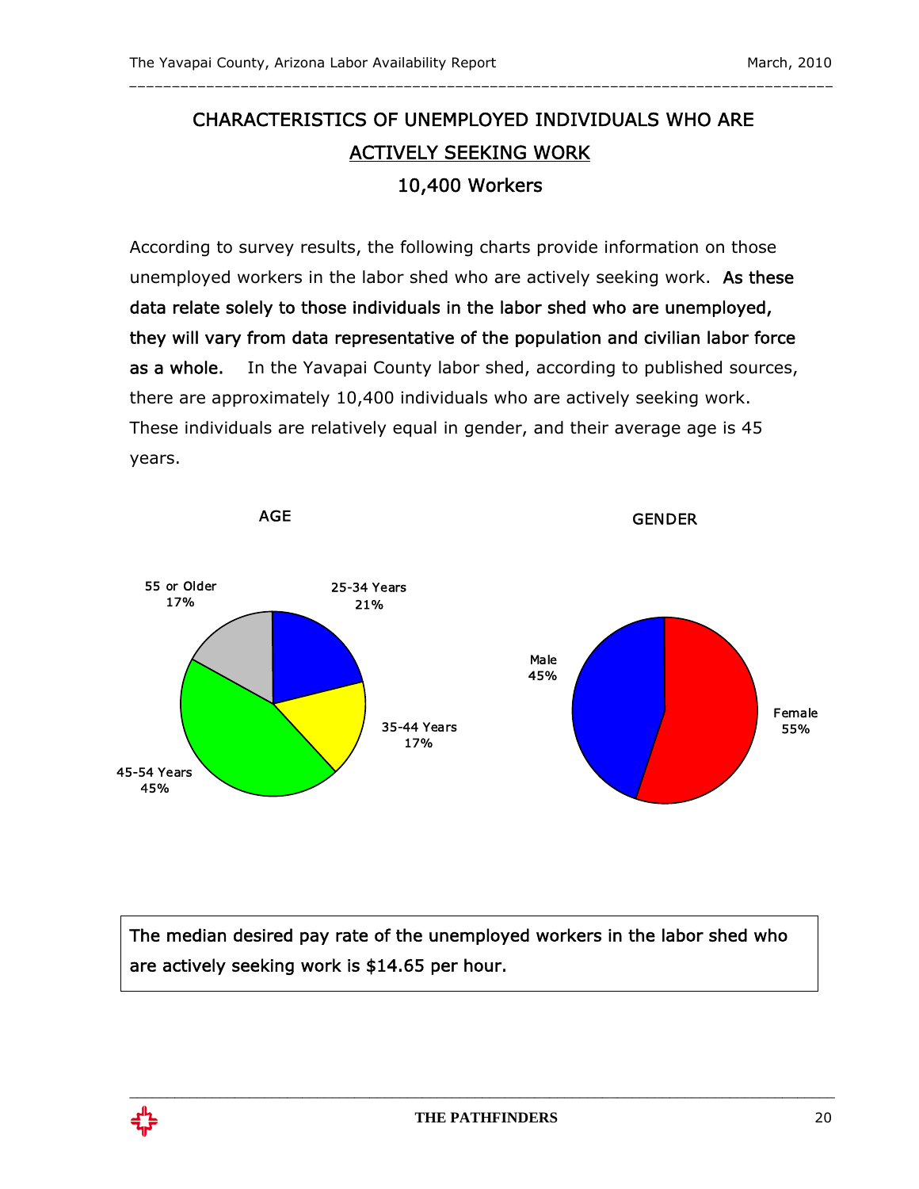# CHARACTERISTICS OF UNEMPLOYED INDIVIDUALS WHO ARE ACTIVELY SEEKING WORK

## 10,400 Workers

According to survey results, the following charts provide information on those unemployed workers in the labor shed who are actively seeking work. **As these data relate solely to those individuals in the labor shed who are unemployed, they will vary from data representative of the population and civilian labor force as a whole.** In the Yavapai County labor shed, according to published sources, there are approximately 10,400 individuals who are actively seeking work. These individuals are relatively equal in gender, and their average age is 45 years.

AGE

55 or Older
17%

25-34 Years
21%

35-44 Years
17%

45-54 Years
45%

GENDER

Male
45%

Female
55%

**The median desired pay rate of the unemployed workers in the labor shed who are actively seeking work is $14.65 per hour.**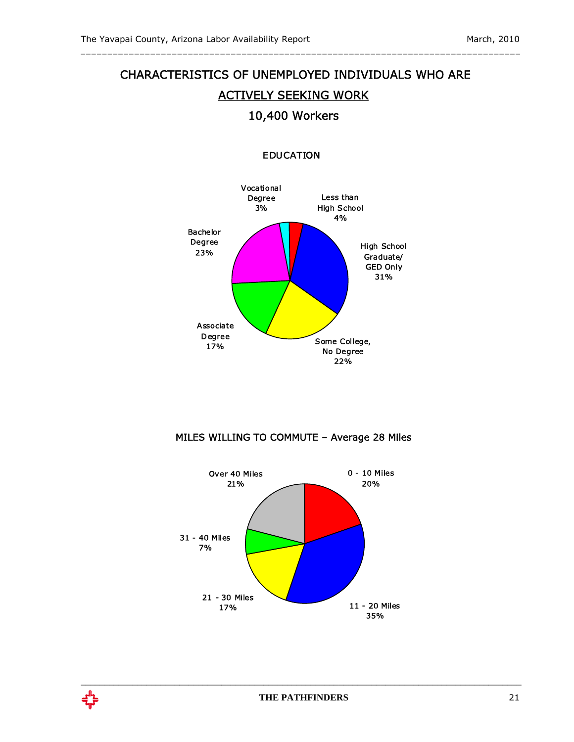# CHARACTERISTICS OF UNEMPLOYED INDIVIDUALS WHO ARE ACTIVELY SEEKING WORK

## 10,400 Workers

### EDUCATION

Vocational Degree 3%

Less than High School 4%

High School Graduate/ GED Only 31%

Some College, No Degree 22%

Associate Degree 17%

Bachelor Degree 23%

### MILES WILLING TO COMMUTE – Average 28 Miles

Over 40 Miles 21%

0 - 10 Miles 20%

11 - 20 Miles 35%

21 - 30 Miles 17%

31 - 40 Miles 7%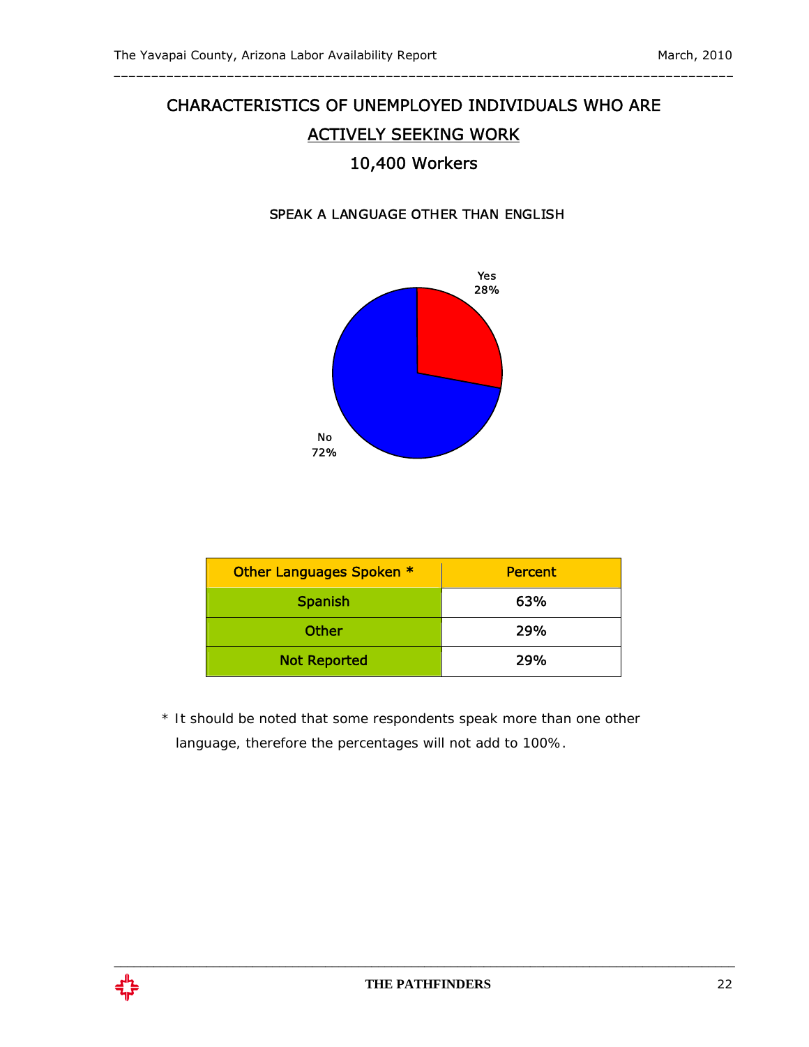# CHARACTERISTICS OF UNEMPLOYED INDIVIDUALS WHO ARE ACTIVELY SEEKING WORK

## 10,400 Workers

### SPEAK A LANGUAGE OTHER THAN ENGLISH

Yes
28%

No
72%

| Other Languages Spoken * | Percent |
|---|---|
| Spanish | 63% |
| Other | 29% |
| Not Reported | 29% |

* It should be noted that some respondents speak more than one other language, therefore the percentages will not add to 100%.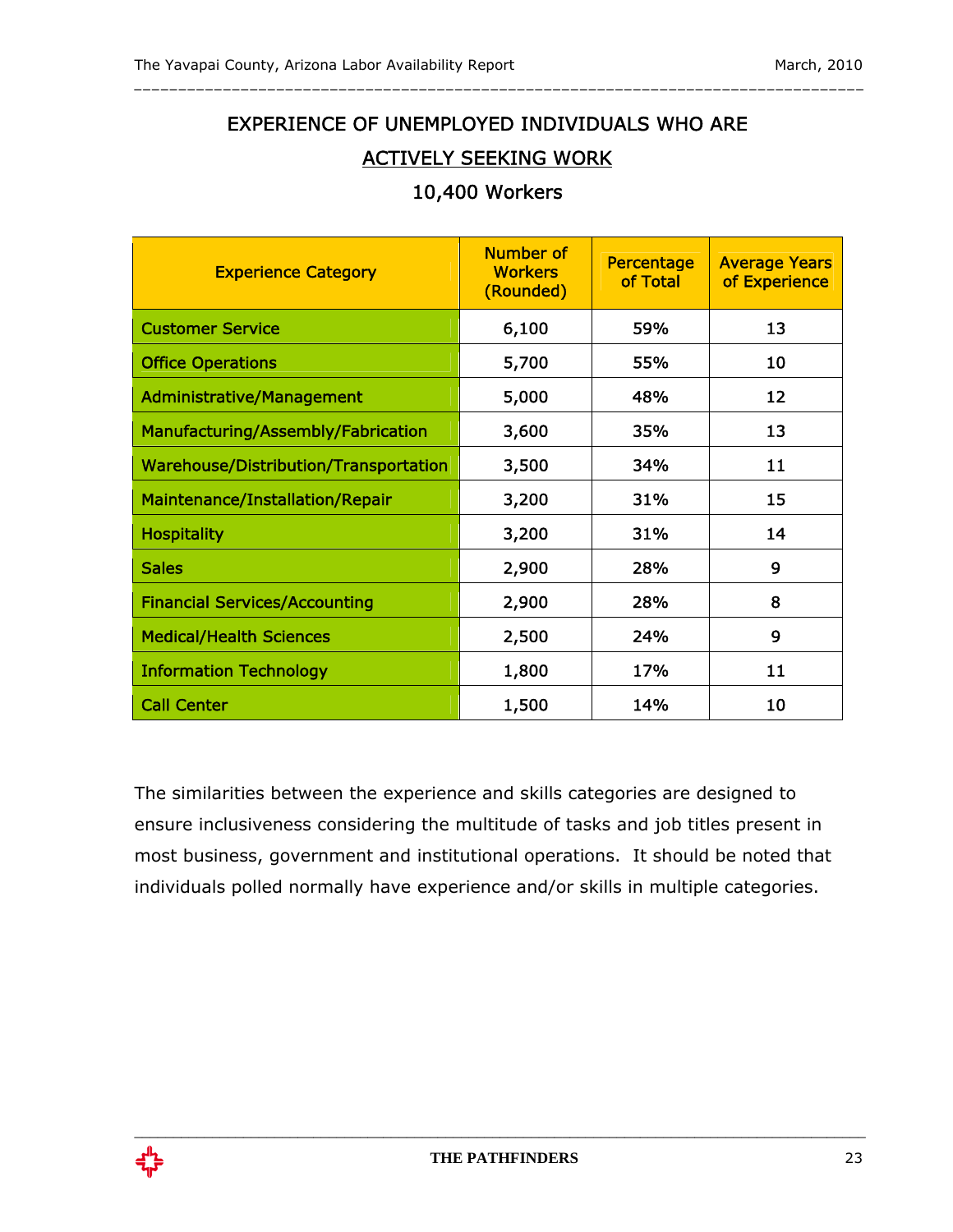## EXPERIENCE OF UNEMPLOYED INDIVIDUALS WHO ARE ACTIVELY SEEKING WORK

### 10,400 Workers

| Experience Category | Number of Workers (Rounded) | Percentage of Total | Average Years of Experience |
|---|---|---|---|
| Customer Service | 6,100 | 59% | 13 |
| Office Operations | 5,700 | 55% | 10 |
| Administrative/Management | 5,000 | 48% | 12 |
| Manufacturing/Assembly/Fabrication | 3,600 | 35% | 13 |
| Warehouse/Distribution/Transportation | 3,500 | 34% | 11 |
| Maintenance/Installation/Repair | 3,200 | 31% | 15 |
| Hospitality | 3,200 | 31% | 14 |
| Sales | 2,900 | 28% | 9 |
| Financial Services/Accounting | 2,900 | 28% | 8 |
| Medical/Health Sciences | 2,500 | 24% | 9 |
| Information Technology | 1,800 | 17% | 11 |
| Call Center | 1,500 | 14% | 10 |

The similarities between the experience and skills categories are designed to ensure inclusiveness considering the multitude of tasks and job titles present in most business, government and institutional operations. It should be noted that individuals polled normally have experience and/or skills in multiple categories.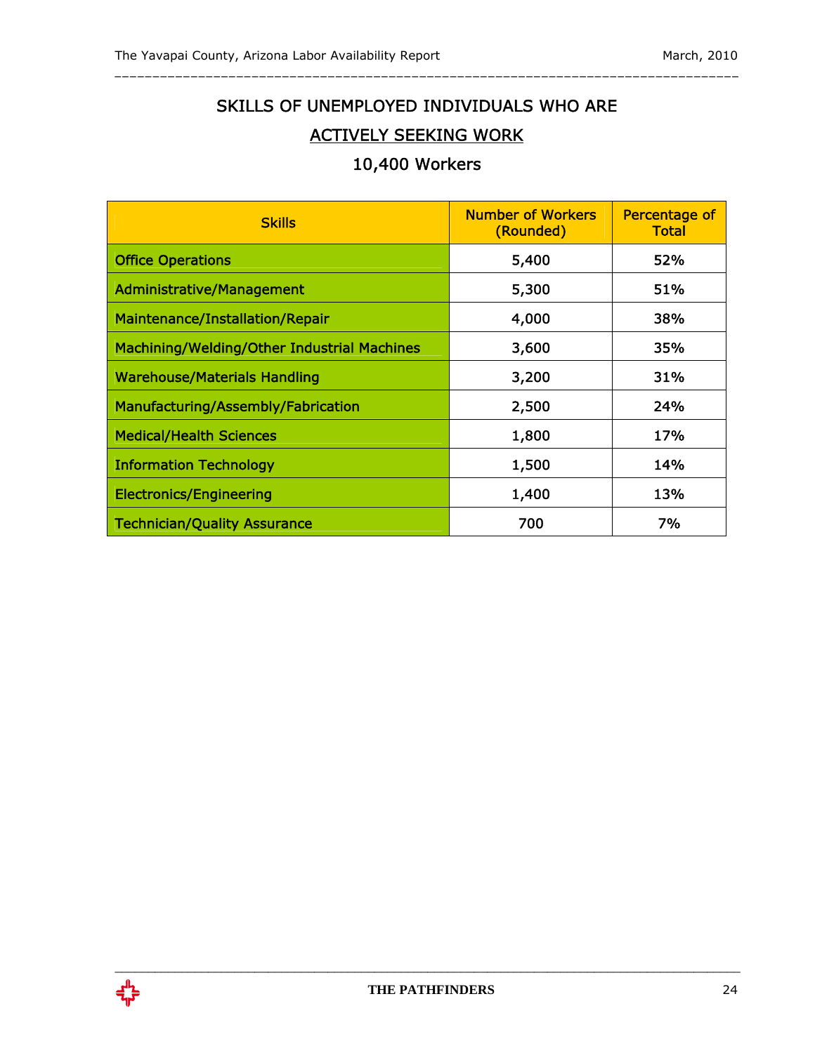## SKILLS OF UNEMPLOYED INDIVIDUALS WHO ARE ACTIVELY SEEKING WORK

### 10,400 Workers

| Skills | Number of Workers (Rounded) | Percentage of Total |
|---|---|---|
| Office Operations | 5,400 | 52% |
| Administrative/Management | 5,300 | 51% |
| Maintenance/Installation/Repair | 4,000 | 38% |
| Machining/Welding/Other Industrial Machines | 3,600 | 35% |
| Warehouse/Materials Handling | 3,200 | 31% |
| Manufacturing/Assembly/Fabrication | 2,500 | 24% |
| Medical/Health Sciences | 1,800 | 17% |
| Information Technology | 1,500 | 14% |
| Electronics/Engineering | 1,400 | 13% |
| Technician/Quality Assurance | 700 | 7% |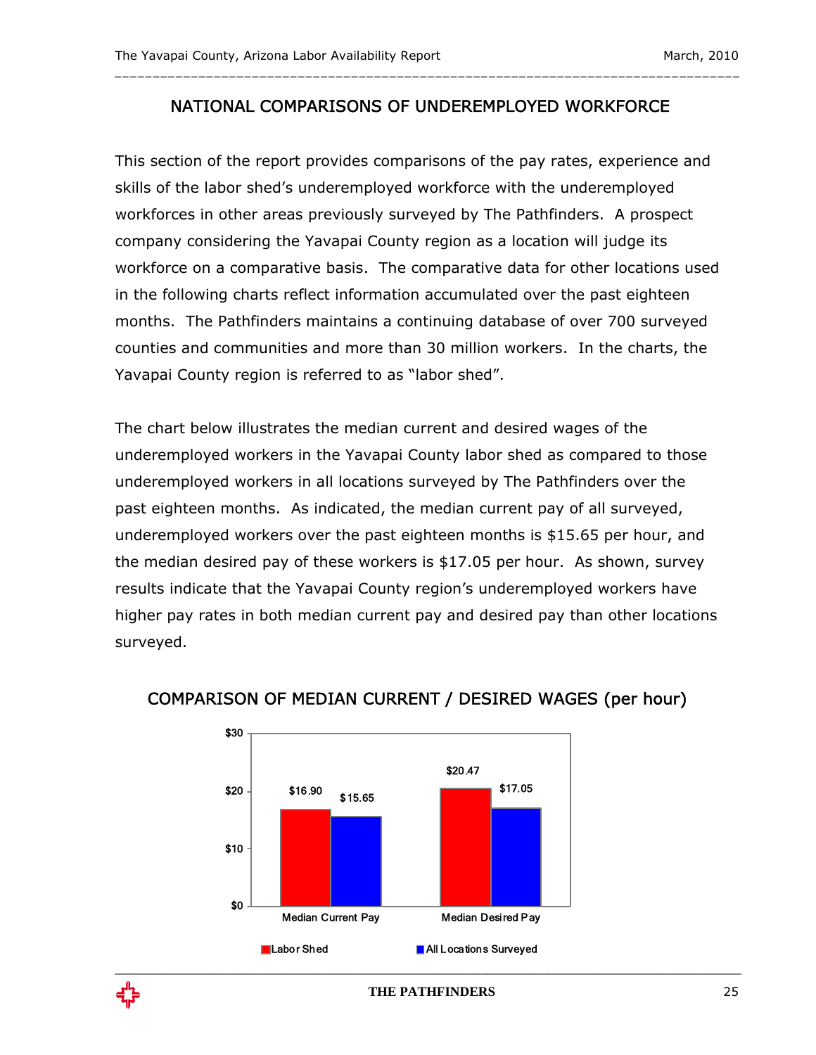## NATIONAL COMPARISONS OF UNDEREMPLOYED WORKFORCE

This section of the report provides comparisons of the pay rates, experience and skills of the labor shed's underemployed workforce with the underemployed workforces in other areas previously surveyed by The Pathfinders. A prospect company considering the Yavapai County region as a location will judge its workforce on a comparative basis. The comparative data for other locations used in the following charts reflect information accumulated over the past eighteen months. The Pathfinders maintains a continuing database of over 700 surveyed counties and communities and more than 30 million workers. In the charts, the Yavapai County region is referred to as "labor shed".

The chart below illustrates the median current and desired wages of the underemployed workers in the Yavapai County labor shed as compared to those underemployed workers in all locations surveyed by The Pathfinders over the past eighteen months. As indicated, the median current pay of all surveyed, underemployed workers over the past eighteen months is $15.65 per hour, and the median desired pay of these workers is $17.05 per hour. As shown, survey results indicate that the Yavapai County region's underemployed workers have higher pay rates in both median current pay and desired pay than other locations surveyed.

### COMPARISON OF MEDIAN CURRENT / DESIRED WAGES (per hour)

$30
$20
$10
$0

Median Current Pay: $16.90, $15.65

Median Desired Pay: $20.47, $17.05

Labor Shed
All Locations Surveyed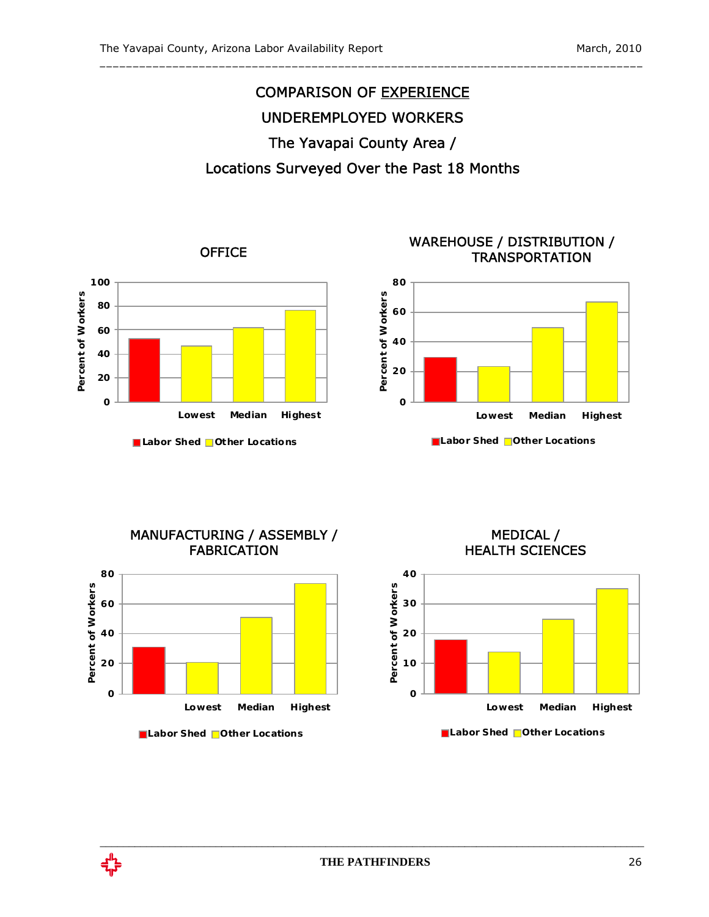# COMPARISON OF EXPERIENCE

## UNDEREMPLOYED WORKERS

## The Yavapai County Area /

## Locations Surveyed Over the Past 18 Months

### OFFICE

Percent of Workers

100
80
60
40
20
0

Lowest
Median
Highest

Labor Shed
Other Locations

### WAREHOUSE / DISTRIBUTION / TRANSPORTATION

Percent of Workers

80
60
40
20
0

Lowest
Median
Highest

Labor Shed
Other Locations

### MANUFACTURING / ASSEMBLY / FABRICATION

Percent of Workers

80
60
40
20
0

Lowest
Median
Highest

Labor Shed
Other Locations

### MEDICAL / HEALTH SCIENCES

Percent of Workers

40
30
20
10
0

Lowest
Median
Highest

Labor Shed
Other Locations

THE PATHFINDERS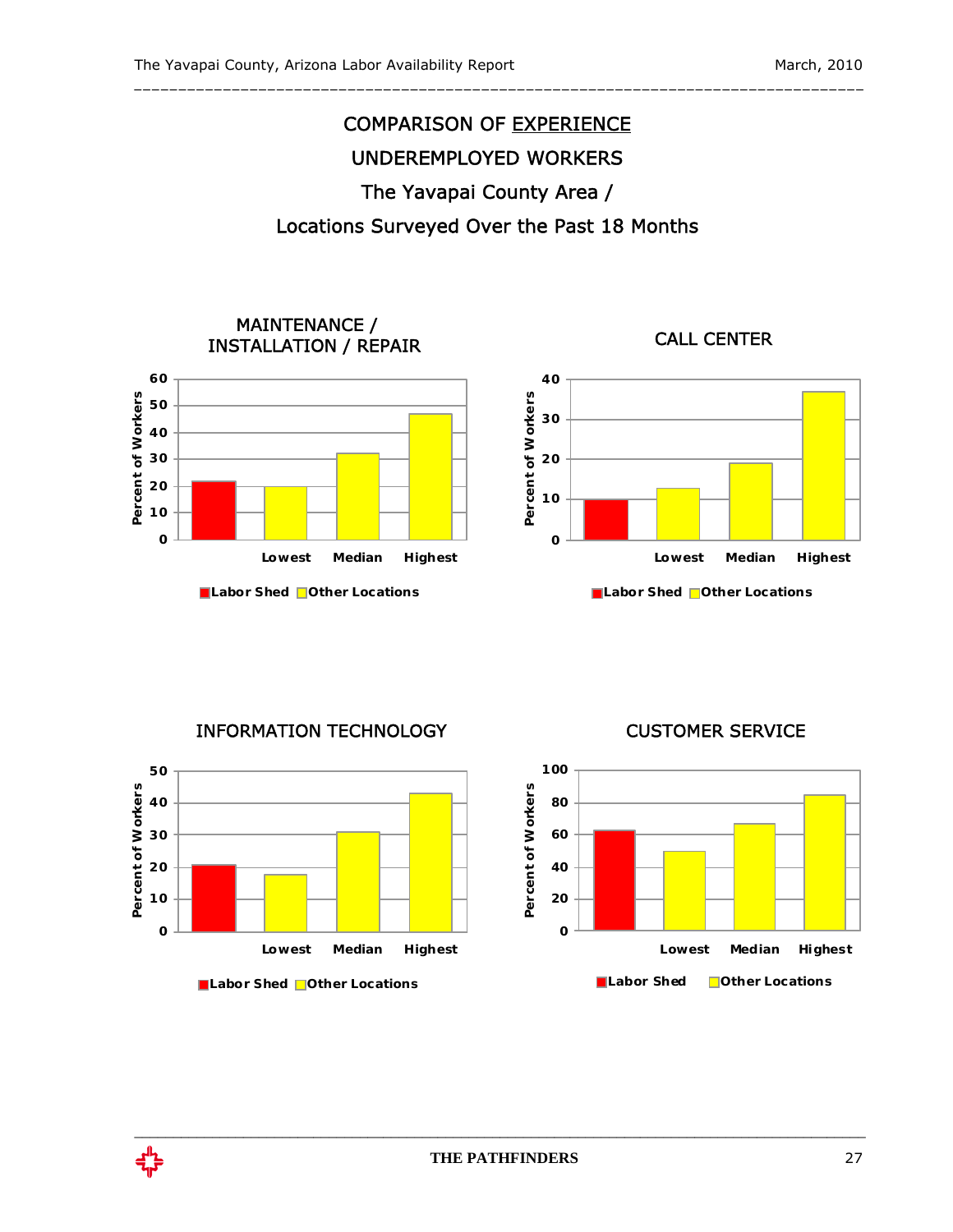# COMPARISON OF EXPERIENCE

## UNDEREMPLOYED WORKERS

## The Yavapai County Area / Locations Surveyed Over the Past 18 Months

### MAINTENANCE / INSTALLATION / REPAIR

Percent of Workers

60
50
40
30
20
10
0

Lowest Median Highest

Labor Shed Other Locations

### CALL CENTER

Percent of Workers

40
30
20
10
0

Lowest Median Highest

Labor Shed Other Locations

### INFORMATION TECHNOLOGY

Percent of Workers

50
40
30
20
10
0

Lowest Median Highest

Labor Shed Other Locations

### CUSTOMER SERVICE

Percent of Workers

100
80
60
40
20
0

Lowest Median Highest

Labor Shed Other Locations

THE PATHFINDERS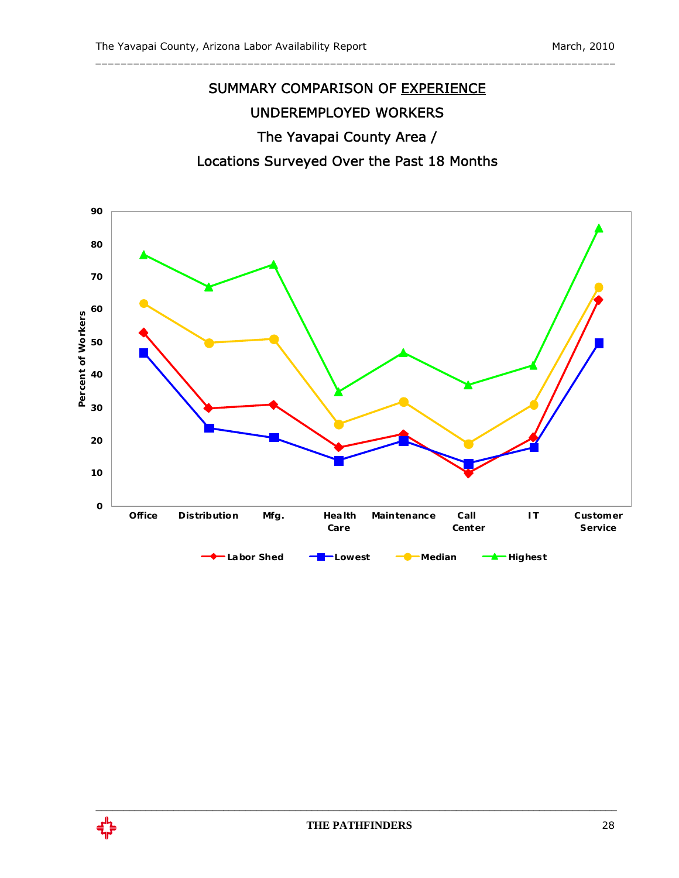# SUMMARY COMPARISON OF EXPERIENCE

## UNDEREMPLOYED WORKERS

## The Yavapai County Area /

## Locations Surveyed Over the Past 18 Months

Percent of Workers

90
80
70
60
50
40
30
20
10
0

Office
Distribution
Mfg.
Health Care
Maintenance
Call Center
IT
Customer Service

Labor Shed
Lowest
Median
Highest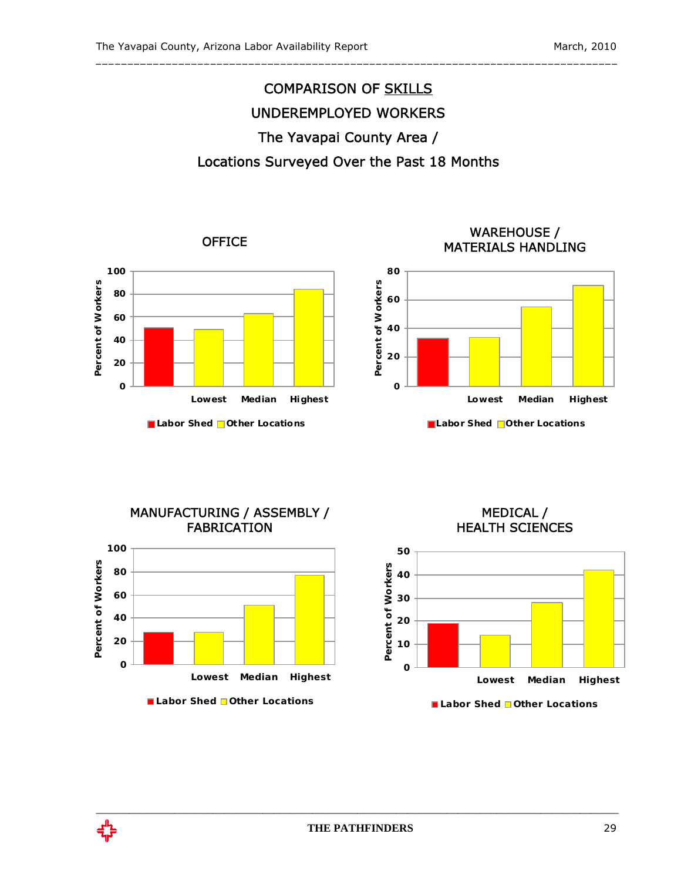# COMPARISON OF SKILLS

# UNDEREMPLOYED WORKERS

# The Yavapai County Area /

# Locations Surveyed Over the Past 18 Months

OFFICE

Percent of Workers

100
80
60
40
20
0

Lowest Median Highest

Labor Shed Other Locations

WAREHOUSE / MATERIALS HANDLING

Percent of Workers

80
60
40
20
0

Lowest Median Highest

Labor Shed Other Locations

MANUFACTURING / ASSEMBLY / FABRICATION

Percent of Workers

100
80
60
40
20
0

Lowest Median Highest

Labor Shed Other Locations

MEDICAL / HEALTH SCIENCES

Percent of Workers

50
40
30
20
10
0

Lowest Median Highest

Labor Shed Other Locations

THE PATHFINDERS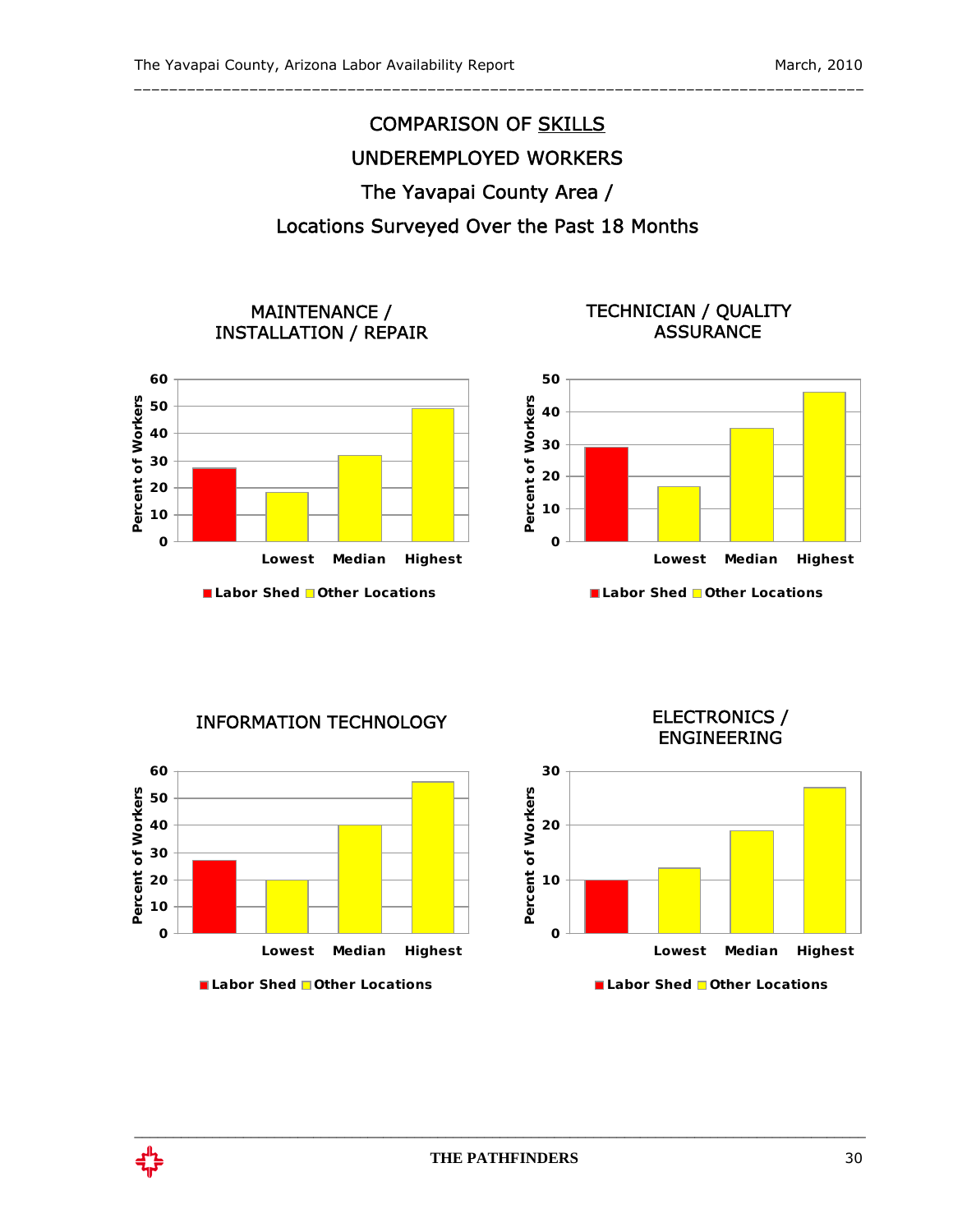# COMPARISON OF SKILLS

## UNDEREMPLOYED WORKERS

## The Yavapai County Area / Locations Surveyed Over the Past 18 Months

### MAINTENANCE / INSTALLATION / REPAIR

### TECHNICIAN / QUALITY ASSURANCE

### INFORMATION TECHNOLOGY

### ELECTRONICS / ENGINEERING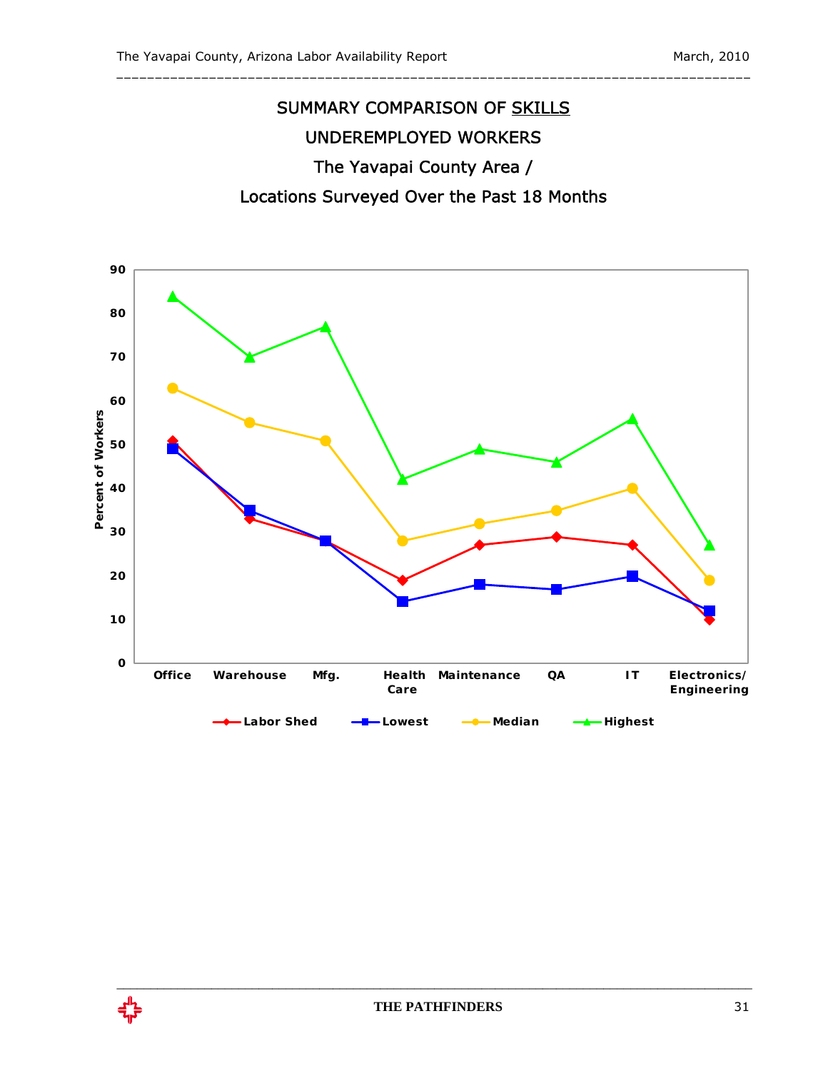# SUMMARY COMPARISON OF SKILLS

## UNDEREMPLOYED WORKERS

## The Yavapai County Area / Locations Surveyed Over the Past 18 Months

| Skill | Labor Shed | Lowest | Median | Highest |
|---|---|---|---|---|
| Office | 51 | 49 | 63 | 84 |
| Warehouse | 33 | 35 | 55 | 70 |
| Mfg. | 28 | 28 | 51 | 77 |
| Health Care | 19 | 14 | 28 | 42 |
| Maintenance | 27 | 18 | 32 | 49 |
| QA | 29 | 17 | 35 | 46 |
| IT | 27 | 20 | 40 | 56 |
| Electronics/ Engineering | 10 | 12 | 19 | 27 |

Percent of Workers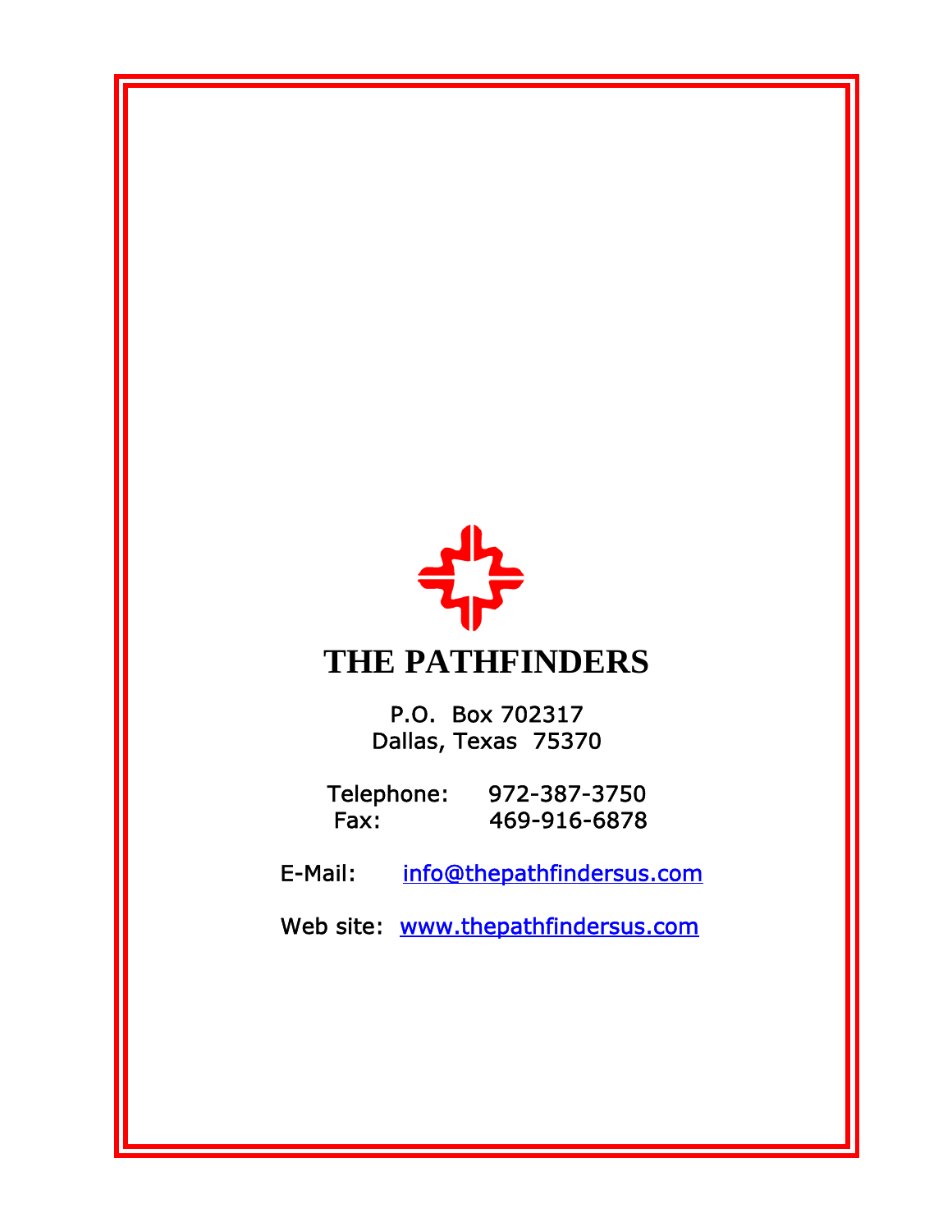# THE PATHFINDERS

P.O. Box 702317
Dallas, Texas 75370

Telephone: 972-387-3750
Fax: 469-916-6878

E-Mail: info@thepathfindersus.com

Web site: www.thepathfindersus.com